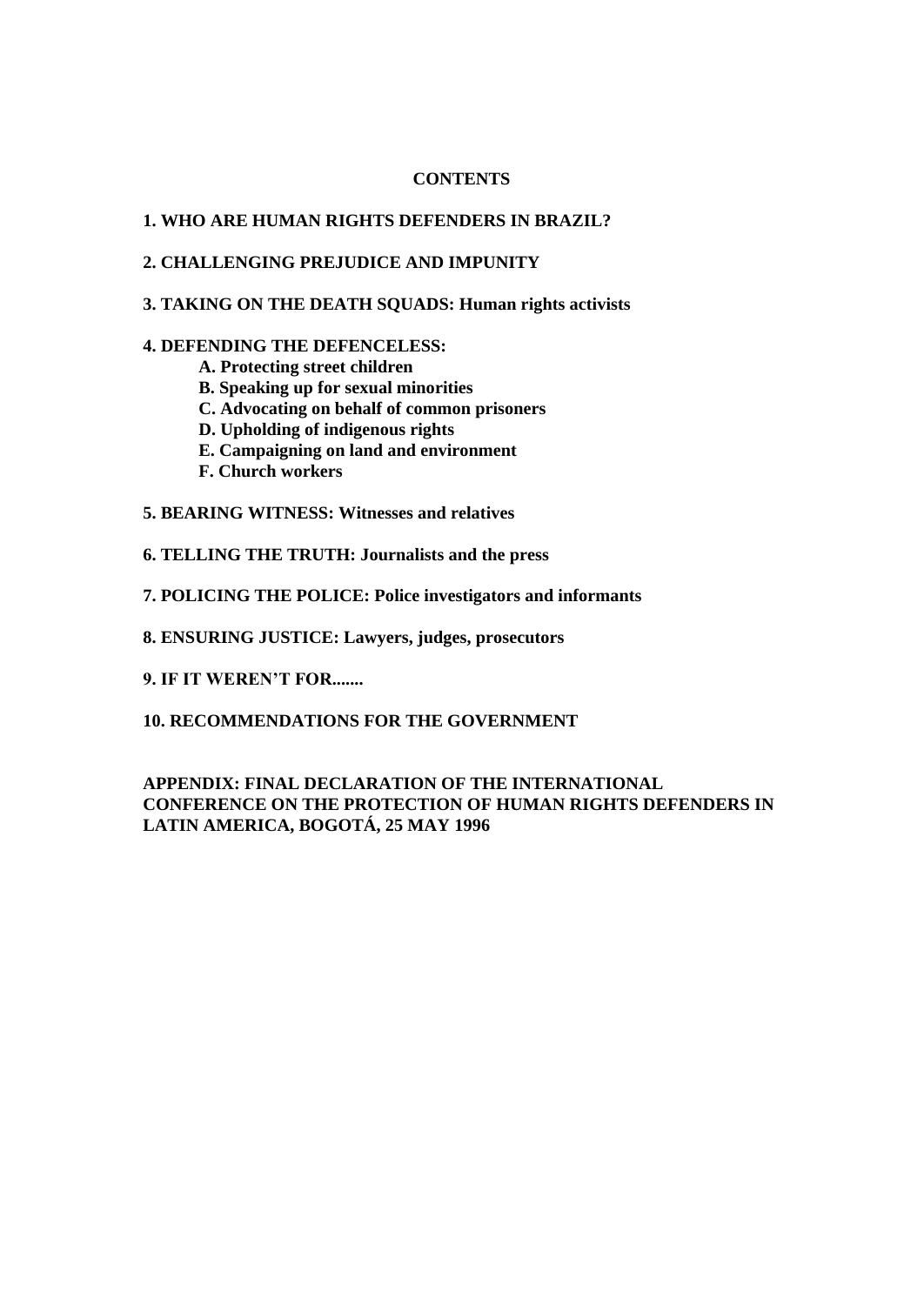# CONTENTS

**1. WHO ARE HUMAN RIGHTS DEFENDERS IN BRAZIL?**

**2. CHALLENGING PREJUDICE AND IMPUNITY**

**3. TAKING ON THE DEATH SQUADS: Human rights activists**

**4. DEFENDING THE DEFENCELESS:**

- **A. Protecting street children**
- **B. Speaking up for sexual minorities**
- **C. Advocating on behalf of common prisoners**
- **D. Upholding of indigenous rights**
- **E. Campaigning on land and environment**
- **F. Church workers**

**5. BEARING WITNESS: Witnesses and relatives**

**6. TELLING THE TRUTH: Journalists and the press**

**7. POLICING THE POLICE: Police investigators and informants**

**8. ENSURING JUSTICE: Lawyers, judges, prosecutors**

**9. IF IT WEREN'T FOR.......**

**10. RECOMMENDATIONS FOR THE GOVERNMENT**

**APPENDIX: FINAL DECLARATION OF THE INTERNATIONAL CONFERENCE ON THE PROTECTION OF HUMAN RIGHTS DEFENDERS IN LATIN AMERICA, BOGOTÁ, 25 MAY 1996**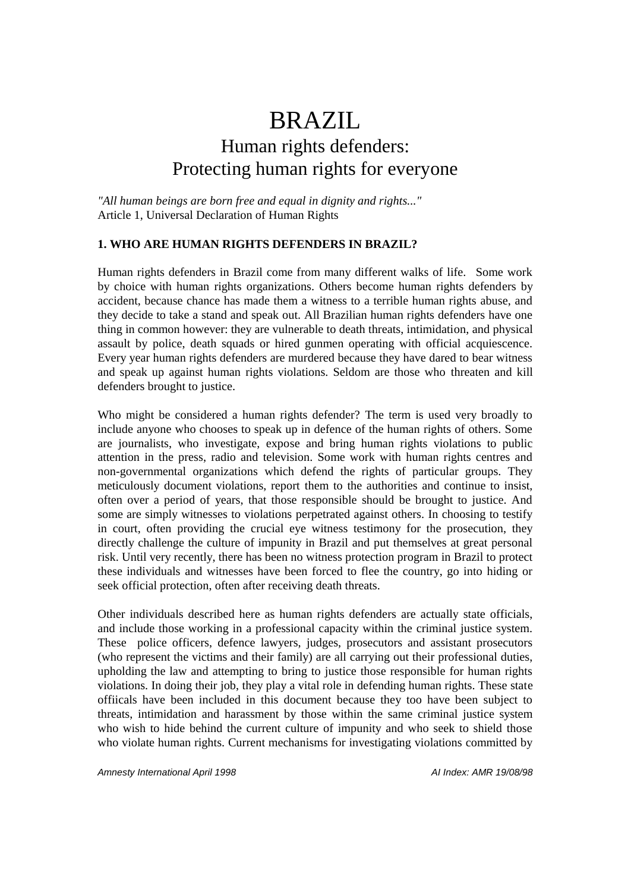# BRAZIL

## Human rights defenders: Protecting human rights for everyone

*"All human beings are born free and equal in dignity and rights..."*
Article 1, Universal Declaration of Human Rights

**1. WHO ARE HUMAN RIGHTS DEFENDERS IN BRAZIL?**

Human rights defenders in Brazil come from many different walks of life. Some work by choice with human rights organizations. Others become human rights defenders by accident, because chance has made them a witness to a terrible human rights abuse, and they decide to take a stand and speak out. All Brazilian human rights defenders have one thing in common however: they are vulnerable to death threats, intimidation, and physical assault by police, death squads or hired gunmen operating with official acquiescence. Every year human rights defenders are murdered because they have dared to bear witness and speak up against human rights violations. Seldom are those who threaten and kill defenders brought to justice.

Who might be considered a human rights defender? The term is used very broadly to include anyone who chooses to speak up in defence of the human rights of others. Some are journalists, who investigate, expose and bring human rights violations to public attention in the press, radio and television. Some work with human rights centres and non-governmental organizations which defend the rights of particular groups. They meticulously document violations, report them to the authorities and continue to insist, often over a period of years, that those responsible should be brought to justice. And some are simply witnesses to violations perpetrated against others. In choosing to testify in court, often providing the crucial eye witness testimony for the prosecution, they directly challenge the culture of impunity in Brazil and put themselves at great personal risk. Until very recently, there has been no witness protection program in Brazil to protect these individuals and witnesses have been forced to flee the country, go into hiding or seek official protection, often after receiving death threats.

Other individuals described here as human rights defenders are actually state officials, and include those working in a professional capacity within the criminal justice system. These police officers, defence lawyers, judges, prosecutors and assistant prosecutors (who represent the victims and their family) are all carrying out their professional duties, upholding the law and attempting to bring to justice those responsible for human rights violations. In doing their job, they play a vital role in defending human rights. These state offiicals have been included in this document because they too have been subject to threats, intimidation and harassment by those within the same criminal justice system who wish to hide behind the current culture of impunity and who seek to shield those who violate human rights. Current mechanisms for investigating violations committed by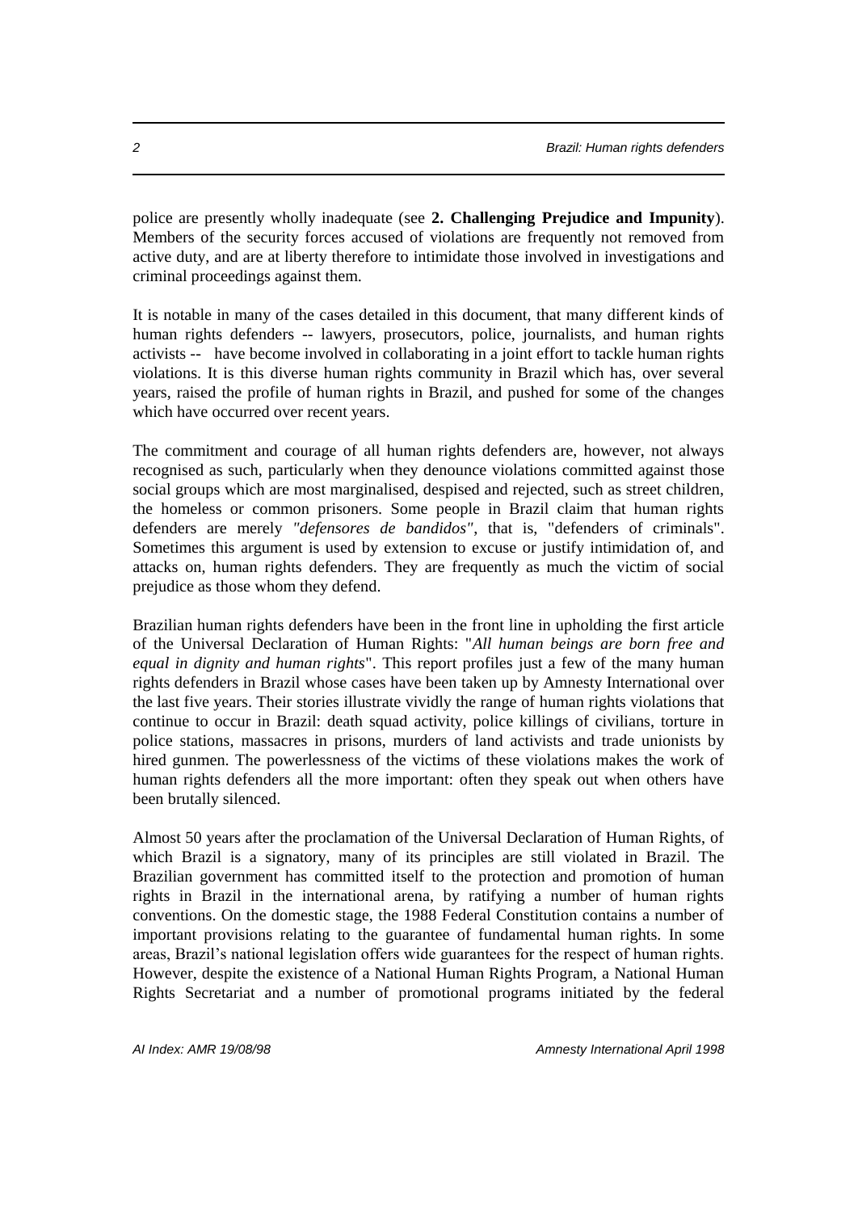police are presently wholly inadequate (see **2. Challenging Prejudice and Impunity**). Members of the security forces accused of violations are frequently not removed from active duty, and are at liberty therefore to intimidate those involved in investigations and criminal proceedings against them.

It is notable in many of the cases detailed in this document, that many different kinds of human rights defenders -- lawyers, prosecutors, police, journalists, and human rights activists -- have become involved in collaborating in a joint effort to tackle human rights violations. It is this diverse human rights community in Brazil which has, over several years, raised the profile of human rights in Brazil, and pushed for some of the changes which have occurred over recent years.

The commitment and courage of all human rights defenders are, however, not always recognised as such, particularly when they denounce violations committed against those social groups which are most marginalised, despised and rejected, such as street children, the homeless or common prisoners. Some people in Brazil claim that human rights defenders are merely *"defensores de bandidos"*, that is, "defenders of criminals". Sometimes this argument is used by extension to excuse or justify intimidation of, and attacks on, human rights defenders. They are frequently as much the victim of social prejudice as those whom they defend.

Brazilian human rights defenders have been in the front line in upholding the first article of the Universal Declaration of Human Rights: "*All human beings are born free and equal in dignity and human rights*". This report profiles just a few of the many human rights defenders in Brazil whose cases have been taken up by Amnesty International over the last five years. Their stories illustrate vividly the range of human rights violations that continue to occur in Brazil: death squad activity, police killings of civilians, torture in police stations, massacres in prisons, murders of land activists and trade unionists by hired gunmen. The powerlessness of the victims of these violations makes the work of human rights defenders all the more important: often they speak out when others have been brutally silenced.

Almost 50 years after the proclamation of the Universal Declaration of Human Rights, of which Brazil is a signatory, many of its principles are still violated in Brazil. The Brazilian government has committed itself to the protection and promotion of human rights in Brazil in the international arena, by ratifying a number of human rights conventions. On the domestic stage, the 1988 Federal Constitution contains a number of important provisions relating to the guarantee of fundamental human rights. In some areas, Brazil's national legislation offers wide guarantees for the respect of human rights. However, despite the existence of a National Human Rights Program, a National Human Rights Secretariat and a number of promotional programs initiated by the federal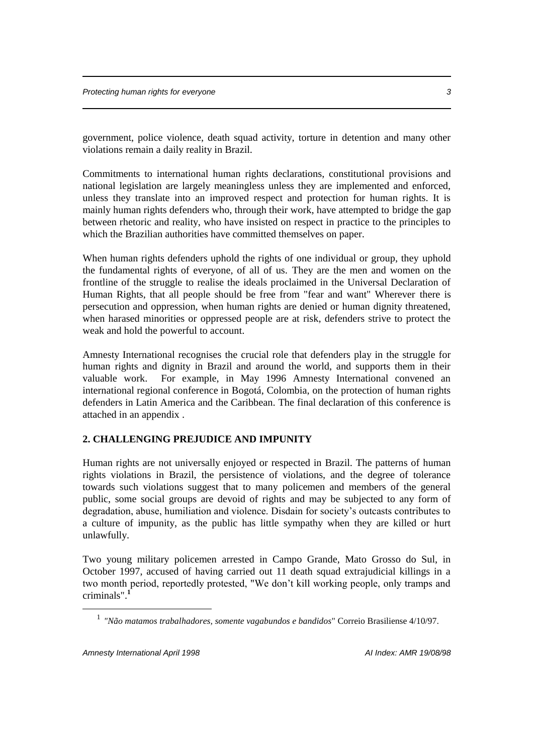government, police violence, death squad activity, torture in detention and many other violations remain a daily reality in Brazil.

Commitments to international human rights declarations, constitutional provisions and national legislation are largely meaningless unless they are implemented and enforced, unless they translate into an improved respect and protection for human rights. It is mainly human rights defenders who, through their work, have attempted to bridge the gap between rhetoric and reality, who have insisted on respect in practice to the principles to which the Brazilian authorities have committed themselves on paper.

When human rights defenders uphold the rights of one individual or group, they uphold the fundamental rights of everyone, of all of us. They are the men and women on the frontline of the struggle to realise the ideals proclaimed in the Universal Declaration of Human Rights, that all people should be free from "fear and want" Wherever there is persecution and oppression, when human rights are denied or human dignity threatened, when harased minorities or oppressed people are at risk, defenders strive to protect the weak and hold the powerful to account.

Amnesty International recognises the crucial role that defenders play in the struggle for human rights and dignity in Brazil and around the world, and supports them in their valuable work. For example, in May 1996 Amnesty International convened an international regional conference in Bogotá, Colombia, on the protection of human rights defenders in Latin America and the Caribbean. The final declaration of this conference is attached in an appendix .

## 2. CHALLENGING PREJUDICE AND IMPUNITY

Human rights are not universally enjoyed or respected in Brazil. The patterns of human rights violations in Brazil, the persistence of violations, and the degree of tolerance towards such violations suggest that to many policemen and members of the general public, some social groups are devoid of rights and may be subjected to any form of degradation, abuse, humiliation and violence. Disdain for society's outcasts contributes to a culture of impunity, as the public has little sympathy when they are killed or hurt unlawfully.

Two young military policemen arrested in Campo Grande, Mato Grosso do Sul, in October 1997, accused of having carried out 11 death squad extrajudicial killings in a two month period, reportedly protested, "We don't kill working people, only tramps and criminals".[1]

[1] "*Não matamos trabalhadores, somente vagabundos e bandidos*" Correio Brasiliense 4/10/97.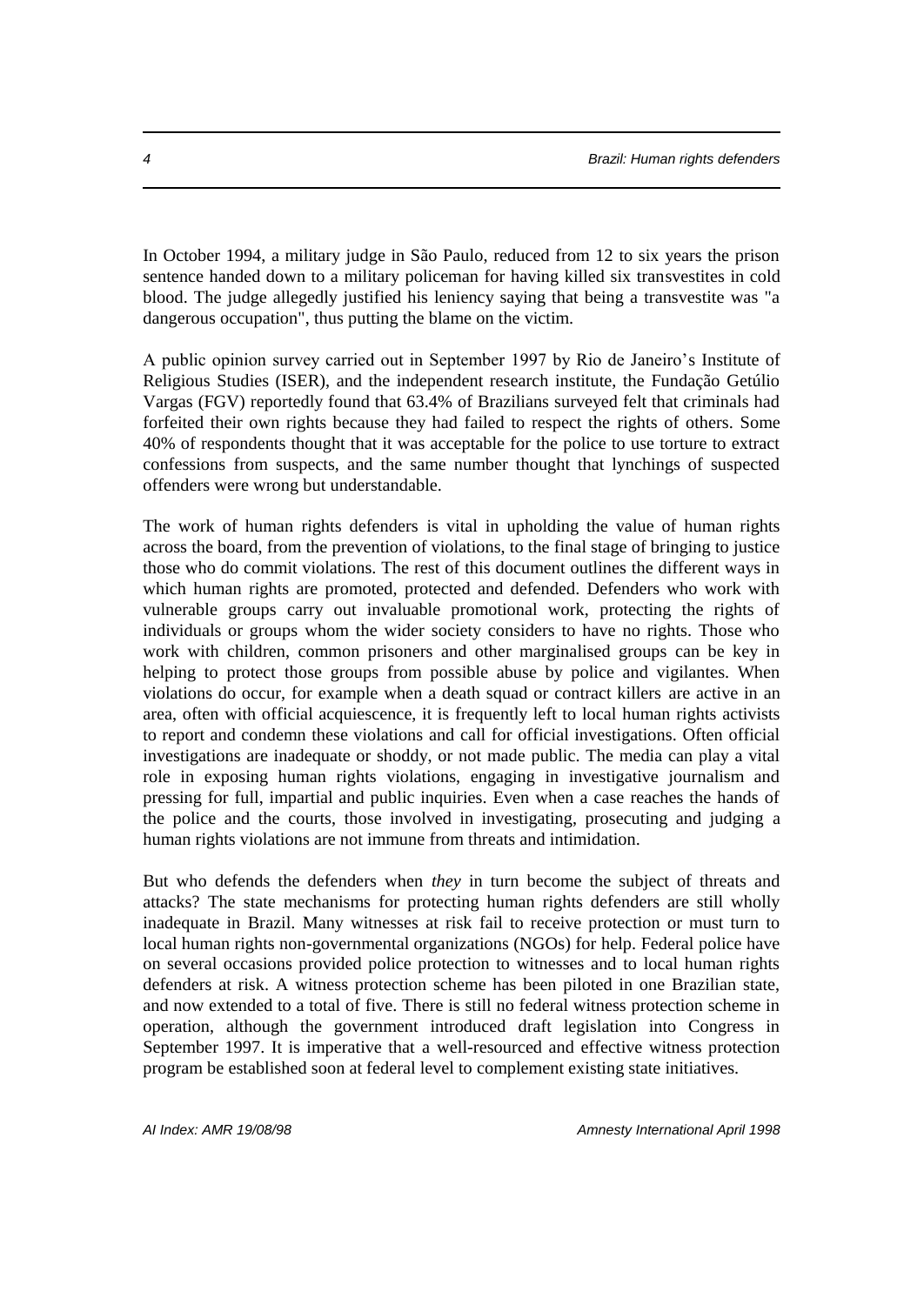In October 1994, a military judge in São Paulo, reduced from 12 to six years the prison sentence handed down to a military policeman for having killed six transvestites in cold blood. The judge allegedly justified his leniency saying that being a transvestite was "a dangerous occupation", thus putting the blame on the victim.

A public opinion survey carried out in September 1997 by Rio de Janeiro's Institute of Religious Studies (ISER), and the independent research institute, the Fundação Getúlio Vargas (FGV) reportedly found that 63.4% of Brazilians surveyed felt that criminals had forfeited their own rights because they had failed to respect the rights of others. Some 40% of respondents thought that it was acceptable for the police to use torture to extract confessions from suspects, and the same number thought that lynchings of suspected offenders were wrong but understandable.

The work of human rights defenders is vital in upholding the value of human rights across the board, from the prevention of violations, to the final stage of bringing to justice those who do commit violations. The rest of this document outlines the different ways in which human rights are promoted, protected and defended. Defenders who work with vulnerable groups carry out invaluable promotional work, protecting the rights of individuals or groups whom the wider society considers to have no rights. Those who work with children, common prisoners and other marginalised groups can be key in helping to protect those groups from possible abuse by police and vigilantes. When violations do occur, for example when a death squad or contract killers are active in an area, often with official acquiescence, it is frequently left to local human rights activists to report and condemn these violations and call for official investigations. Often official investigations are inadequate or shoddy, or not made public. The media can play a vital role in exposing human rights violations, engaging in investigative journalism and pressing for full, impartial and public inquiries. Even when a case reaches the hands of the police and the courts, those involved in investigating, prosecuting and judging a human rights violations are not immune from threats and intimidation.

But who defends the defenders when *they* in turn become the subject of threats and attacks? The state mechanisms for protecting human rights defenders are still wholly inadequate in Brazil. Many witnesses at risk fail to receive protection or must turn to local human rights non-governmental organizations (NGOs) for help. Federal police have on several occasions provided police protection to witnesses and to local human rights defenders at risk. A witness protection scheme has been piloted in one Brazilian state, and now extended to a total of five. There is still no federal witness protection scheme in operation, although the government introduced draft legislation into Congress in September 1997. It is imperative that a well-resourced and effective witness protection program be established soon at federal level to complement existing state initiatives.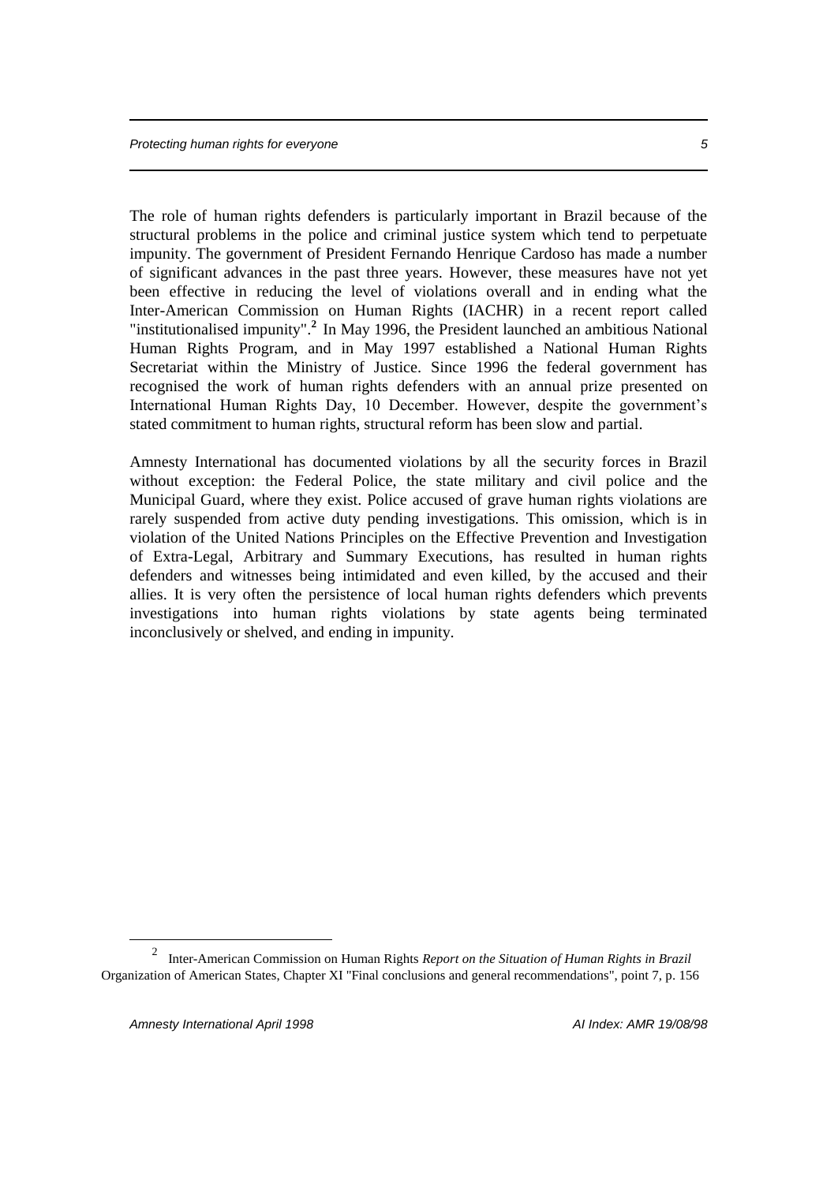The role of human rights defenders is particularly important in Brazil because of the structural problems in the police and criminal justice system which tend to perpetuate impunity. The government of President Fernando Henrique Cardoso has made a number of significant advances in the past three years. However, these measures have not yet been effective in reducing the level of violations overall and in ending what the Inter-American Commission on Human Rights (IACHR) in a recent report called "institutionalised impunity".[2] In May 1996, the President launched an ambitious National Human Rights Program, and in May 1997 established a National Human Rights Secretariat within the Ministry of Justice. Since 1996 the federal government has recognised the work of human rights defenders with an annual prize presented on International Human Rights Day, 10 December. However, despite the government's stated commitment to human rights, structural reform has been slow and partial.

Amnesty International has documented violations by all the security forces in Brazil without exception: the Federal Police, the state military and civil police and the Municipal Guard, where they exist. Police accused of grave human rights violations are rarely suspended from active duty pending investigations. This omission, which is in violation of the United Nations Principles on the Effective Prevention and Investigation of Extra-Legal, Arbitrary and Summary Executions, has resulted in human rights defenders and witnesses being intimidated and even killed, by the accused and their allies. It is very often the persistence of local human rights defenders which prevents investigations into human rights violations by state agents being terminated inconclusively or shelved, and ending in impunity.

---

[2] Inter-American Commission on Human Rights *Report on the Situation of Human Rights in Brazil* Organization of American States, Chapter XI "Final conclusions and general recommendations", point 7, p. 156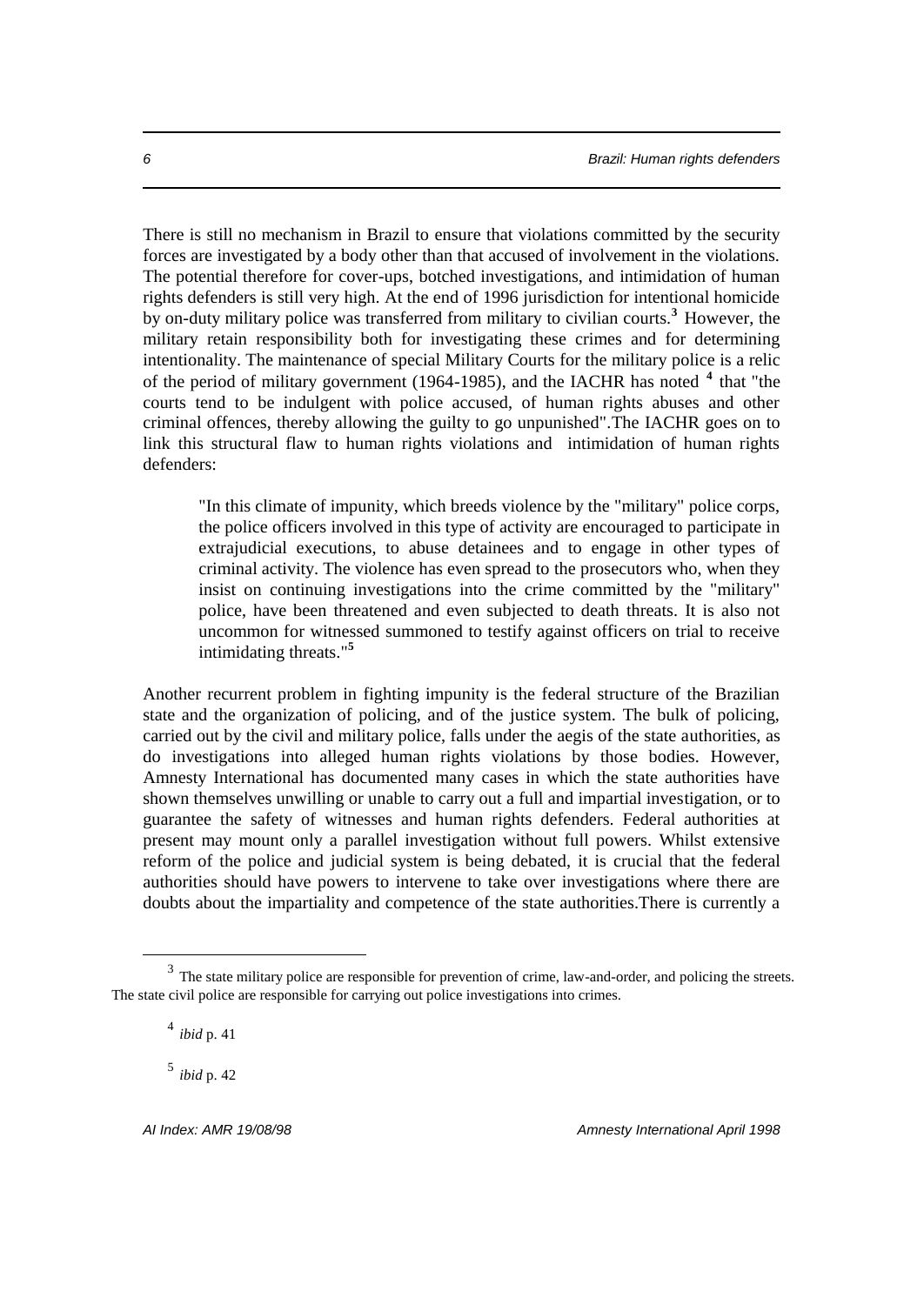There is still no mechanism in Brazil to ensure that violations committed by the security forces are investigated by a body other than that accused of involvement in the violations. The potential therefore for cover-ups, botched investigations, and intimidation of human rights defenders is still very high. At the end of 1996 jurisdiction for intentional homicide by on-duty military police was transferred from military to civilian courts.[3] However, the military retain responsibility both for investigating these crimes and for determining intentionality. The maintenance of special Military Courts for the military police is a relic of the period of military government (1964-1985), and the IACHR has noted [4] that "the courts tend to be indulgent with police accused, of human rights abuses and other criminal offences, thereby allowing the guilty to go unpunished".The IACHR goes on to link this structural flaw to human rights violations and intimidation of human rights defenders:

> "In this climate of impunity, which breeds violence by the "military" police corps, the police officers involved in this type of activity are encouraged to participate in extrajudicial executions, to abuse detainees and to engage in other types of criminal activity. The violence has even spread to the prosecutors who, when they insist on continuing investigations into the crime committed by the "military" police, have been threatened and even subjected to death threats. It is also not uncommon for witnessed summoned to testify against officers on trial to receive intimidating threats."[5]

Another recurrent problem in fighting impunity is the federal structure of the Brazilian state and the organization of policing, and of the justice system. The bulk of policing, carried out by the civil and military police, falls under the aegis of the state authorities, as do investigations into alleged human rights violations by those bodies. However, Amnesty International has documented many cases in which the state authorities have shown themselves unwilling or unable to carry out a full and impartial investigation, or to guarantee the safety of witnesses and human rights defenders. Federal authorities at present may mount only a parallel investigation without full powers. Whilst extensive reform of the police and judicial system is being debated, it is crucial that the federal authorities should have powers to intervene to take over investigations where there are doubts about the impartiality and competence of the state authorities.There is currently a

---

[3] The state military police are responsible for prevention of crime, law-and-order, and policing the streets. The state civil police are responsible for carrying out police investigations into crimes.

[4] *ibid* p. 41

[5] *ibid* p. 42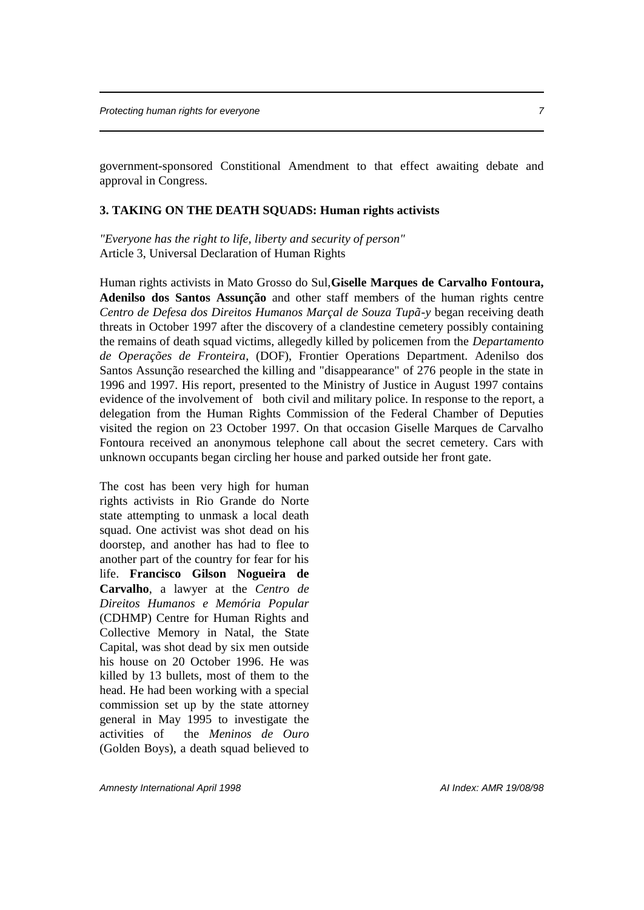government-sponsored Constitional Amendment to that effect awaiting debate and approval in Congress.

### 3. TAKING ON THE DEATH SQUADS: Human rights activists

*"Everyone has the right to life, liberty and security of person"*
Article 3, Universal Declaration of Human Rights

Human rights activists in Mato Grosso do Sul, **Giselle Marques de Carvalho Fontoura, Adenilso dos Santos Assunção** and other staff members of the human rights centre *Centro de Defesa dos Direitos Humanos Marçal de Souza Tupã-y* began receiving death threats in October 1997 after the discovery of a clandestine cemetery possibly containing the remains of death squad victims, allegedly killed by policemen from the *Departamento de Operações de Fronteira*, (DOF), Frontier Operations Department. Adenilso dos Santos Assunção researched the killing and "disappearance" of 276 people in the state in 1996 and 1997. His report, presented to the Ministry of Justice in August 1997 contains evidence of the involvement of both civil and military police. In response to the report, a delegation from the Human Rights Commission of the Federal Chamber of Deputies visited the region on 23 October 1997. On that occasion Giselle Marques de Carvalho Fontoura received an anonymous telephone call about the secret cemetery. Cars with unknown occupants began circling her house and parked outside her front gate.

The cost has been very high for human rights activists in Rio Grande do Norte state attempting to unmask a local death squad. One activist was shot dead on his doorstep, and another has had to flee to another part of the country for fear for his life. **Francisco Gilson Nogueira de Carvalho**, a lawyer at the *Centro de Direitos Humanos e Memória Popular* (CDHMP) Centre for Human Rights and Collective Memory in Natal, the State Capital, was shot dead by six men outside his house on 20 October 1996. He was killed by 13 bullets, most of them to the head. He had been working with a special commission set up by the state attorney general in May 1995 to investigate the activities of the *Meninos de Ouro* (Golden Boys), a death squad believed to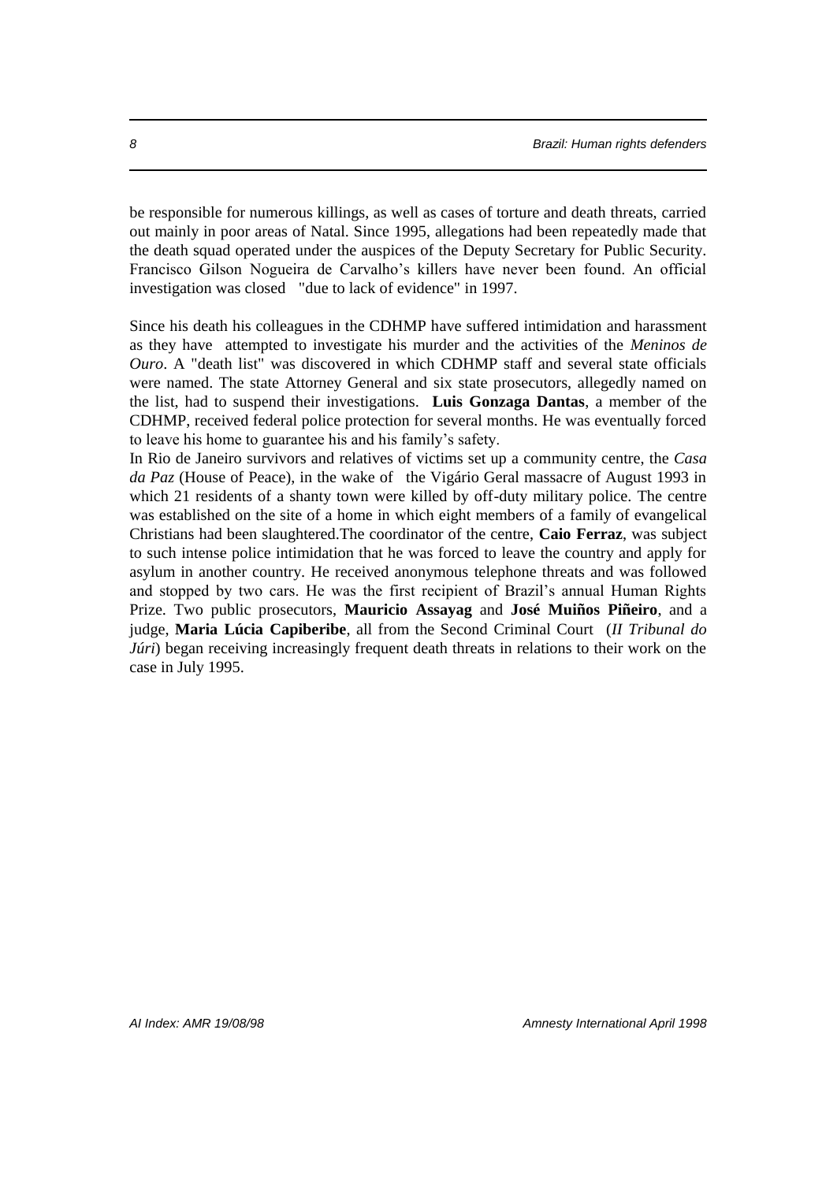be responsible for numerous killings, as well as cases of torture and death threats, carried out mainly in poor areas of Natal. Since 1995, allegations had been repeatedly made that the death squad operated under the auspices of the Deputy Secretary for Public Security. Francisco Gilson Nogueira de Carvalho's killers have never been found. An official investigation was closed "due to lack of evidence" in 1997.

Since his death his colleagues in the CDHMP have suffered intimidation and harassment as they have attempted to investigate his murder and the activities of the *Meninos de Ouro*. A "death list" was discovered in which CDHMP staff and several state officials were named. The state Attorney General and six state prosecutors, allegedly named on the list, had to suspend their investigations. **Luis Gonzaga Dantas**, a member of the CDHMP, received federal police protection for several months. He was eventually forced to leave his home to guarantee his and his family's safety.

In Rio de Janeiro survivors and relatives of victims set up a community centre, the *Casa da Paz* (House of Peace), in the wake of the Vigário Geral massacre of August 1993 in which 21 residents of a shanty town were killed by off-duty military police. The centre was established on the site of a home in which eight members of a family of evangelical Christians had been slaughtered.The coordinator of the centre, **Caio Ferraz**, was subject to such intense police intimidation that he was forced to leave the country and apply for asylum in another country. He received anonymous telephone threats and was followed and stopped by two cars. He was the first recipient of Brazil's annual Human Rights Prize. Two public prosecutors, **Mauricio Assayag** and **José Muiños Piñeiro**, and a judge, **Maria Lúcia Capiberibe**, all from the Second Criminal Court (*II Tribunal do Júri*) began receiving increasingly frequent death threats in relations to their work on the case in July 1995.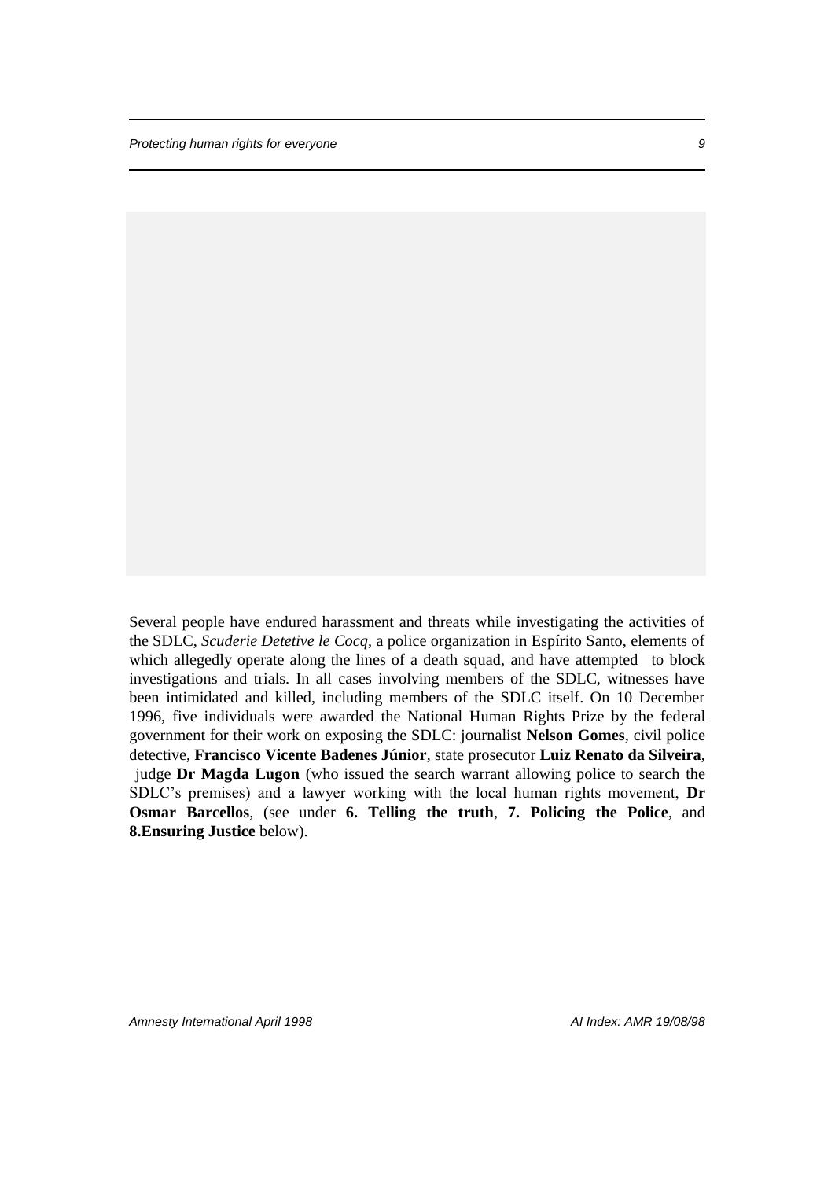Several people have endured harassment and threats while investigating the activities of the SDLC, *Scuderie Detetive le Cocq*, a police organization in Espírito Santo, elements of which allegedly operate along the lines of a death squad, and have attempted to block investigations and trials. In all cases involving members of the SDLC, witnesses have been intimidated and killed, including members of the SDLC itself. On 10 December 1996, five individuals were awarded the National Human Rights Prize by the federal government for their work on exposing the SDLC: journalist **Nelson Gomes**, civil police detective, **Francisco Vicente Badenes Júnior**, state prosecutor **Luiz Renato da Silveira**, judge **Dr Magda Lugon** (who issued the search warrant allowing police to search the SDLC's premises) and a lawyer working with the local human rights movement, **Dr Osmar Barcellos**, (see under **6. Telling the truth**, **7. Policing the Police**, and **8.Ensuring Justice** below).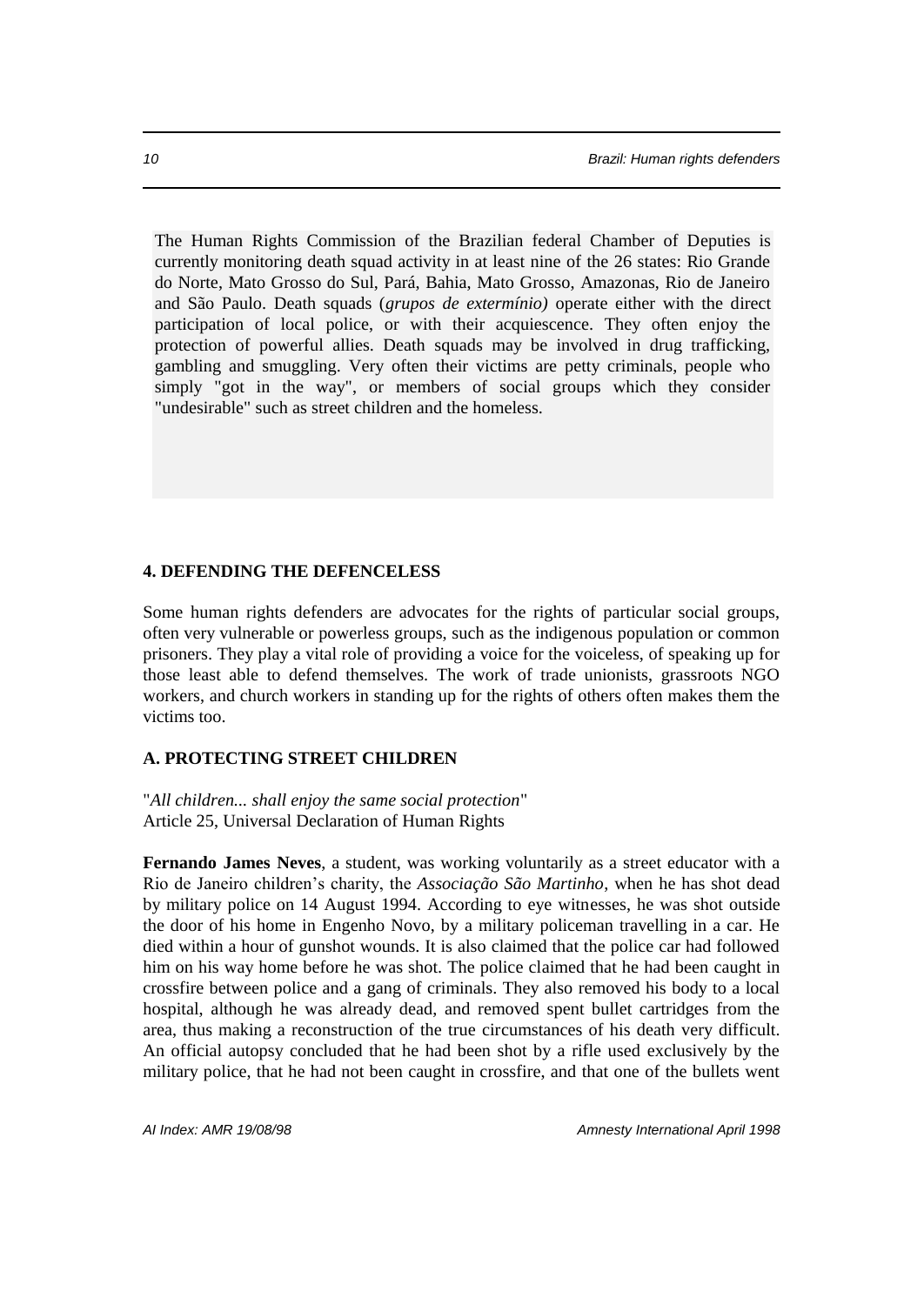The Human Rights Commission of the Brazilian federal Chamber of Deputies is currently monitoring death squad activity in at least nine of the 26 states: Rio Grande do Norte, Mato Grosso do Sul, Pará, Bahia, Mato Grosso, Amazonas, Rio de Janeiro and São Paulo. Death squads (*grupos de extermínio)* operate either with the direct participation of local police, or with their acquiescence. They often enjoy the protection of powerful allies. Death squads may be involved in drug trafficking, gambling and smuggling. Very often their victims are petty criminals, people who simply "got in the way", or members of social groups which they consider "undesirable" such as street children and the homeless.

## 4. DEFENDING THE DEFENCELESS

Some human rights defenders are advocates for the rights of particular social groups, often very vulnerable or powerless groups, such as the indigenous population or common prisoners. They play a vital role of providing a voice for the voiceless, of speaking up for those least able to defend themselves. The work of trade unionists, grassroots NGO workers, and church workers in standing up for the rights of others often makes them the victims too.

### A. PROTECTING STREET CHILDREN

"*All children... shall enjoy the same social protection*"
Article 25, Universal Declaration of Human Rights

**Fernando James Neves**, a student, was working voluntarily as a street educator with a Rio de Janeiro children's charity, the *Associação São Martinho*, when he has shot dead by military police on 14 August 1994. According to eye witnesses, he was shot outside the door of his home in Engenho Novo, by a military policeman travelling in a car. He died within a hour of gunshot wounds. It is also claimed that the police car had followed him on his way home before he was shot. The police claimed that he had been caught in crossfire between police and a gang of criminals. They also removed his body to a local hospital, although he was already dead, and removed spent bullet cartridges from the area, thus making a reconstruction of the true circumstances of his death very difficult. An official autopsy concluded that he had been shot by a rifle used exclusively by the military police, that he had not been caught in crossfire, and that one of the bullets went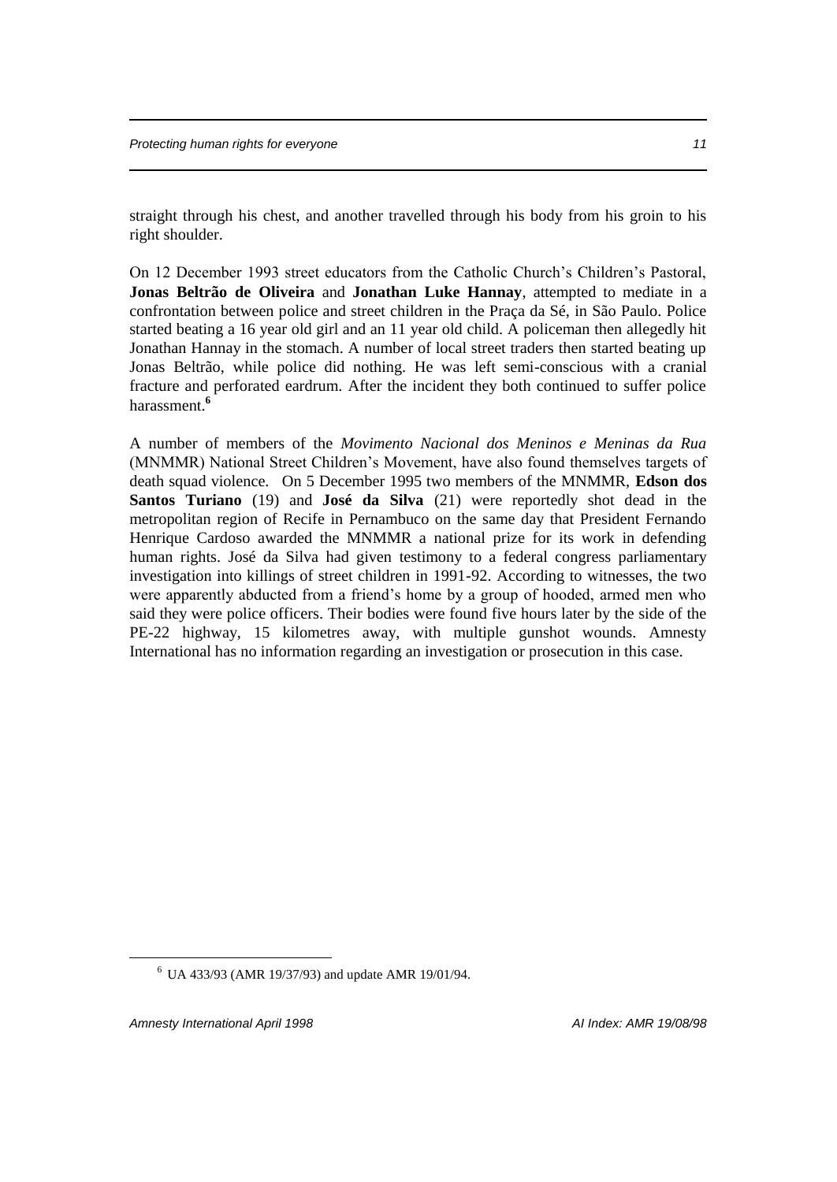straight through his chest, and another travelled through his body from his groin to his right shoulder.

On 12 December 1993 street educators from the Catholic Church's Children's Pastoral, **Jonas Beltrão de Oliveira** and **Jonathan Luke Hannay**, attempted to mediate in a confrontation between police and street children in the Praça da Sé, in São Paulo. Police started beating a 16 year old girl and an 11 year old child. A policeman then allegedly hit Jonathan Hannay in the stomach. A number of local street traders then started beating up Jonas Beltrão, while police did nothing. He was left semi-conscious with a cranial fracture and perforated eardrum. After the incident they both continued to suffer police harassment.[6]

A number of members of the *Movimento Nacional dos Meninos e Meninas da Rua* (MNMMR) National Street Children's Movement, have also found themselves targets of death squad violence. On 5 December 1995 two members of the MNMMR, **Edson dos Santos Turiano** (19) and **José da Silva** (21) were reportedly shot dead in the metropolitan region of Recife in Pernambuco on the same day that President Fernando Henrique Cardoso awarded the MNMMR a national prize for its work in defending human rights. José da Silva had given testimony to a federal congress parliamentary investigation into killings of street children in 1991-92. According to witnesses, the two were apparently abducted from a friend's home by a group of hooded, armed men who said they were police officers. Their bodies were found five hours later by the side of the PE-22 highway, 15 kilometres away, with multiple gunshot wounds. Amnesty International has no information regarding an investigation or prosecution in this case.

---

[6] UA 433/93 (AMR 19/37/93) and update AMR 19/01/94.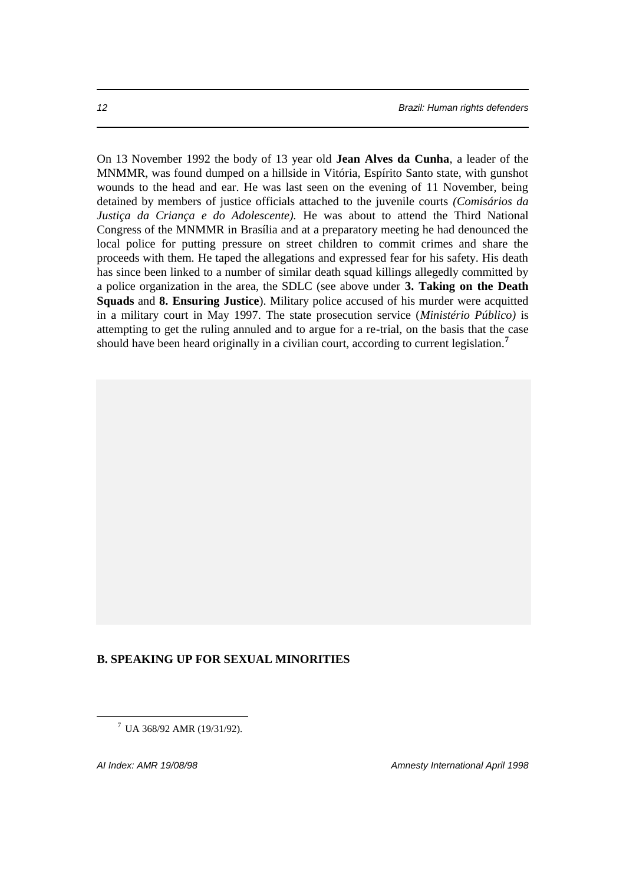On 13 November 1992 the body of 13 year old **Jean Alves da Cunha**, a leader of the MNMMR, was found dumped on a hillside in Vitória, Espírito Santo state, with gunshot wounds to the head and ear. He was last seen on the evening of 11 November, being detained by members of justice officials attached to the juvenile courts *(Comisários da Justiça da Criança e do Adolescente).* He was about to attend the Third National Congress of the MNMMR in Brasília and at a preparatory meeting he had denounced the local police for putting pressure on street children to commit crimes and share the proceeds with them. He taped the allegations and expressed fear for his safety. His death has since been linked to a number of similar death squad killings allegedly committed by a police organization in the area, the SDLC (see above under **3. Taking on the Death Squads** and **8. Ensuring Justice**). Military police accused of his murder were acquitted in a military court in May 1997. The state prosecution service (*Ministério Público)* is attempting to get the ruling annuled and to argue for a re-trial, on the basis that the case should have been heard originally in a civilian court, according to current legislation.[7]

## B. SPEAKING UP FOR SEXUAL MINORITIES

[7] UA 368/92 AMR (19/31/92).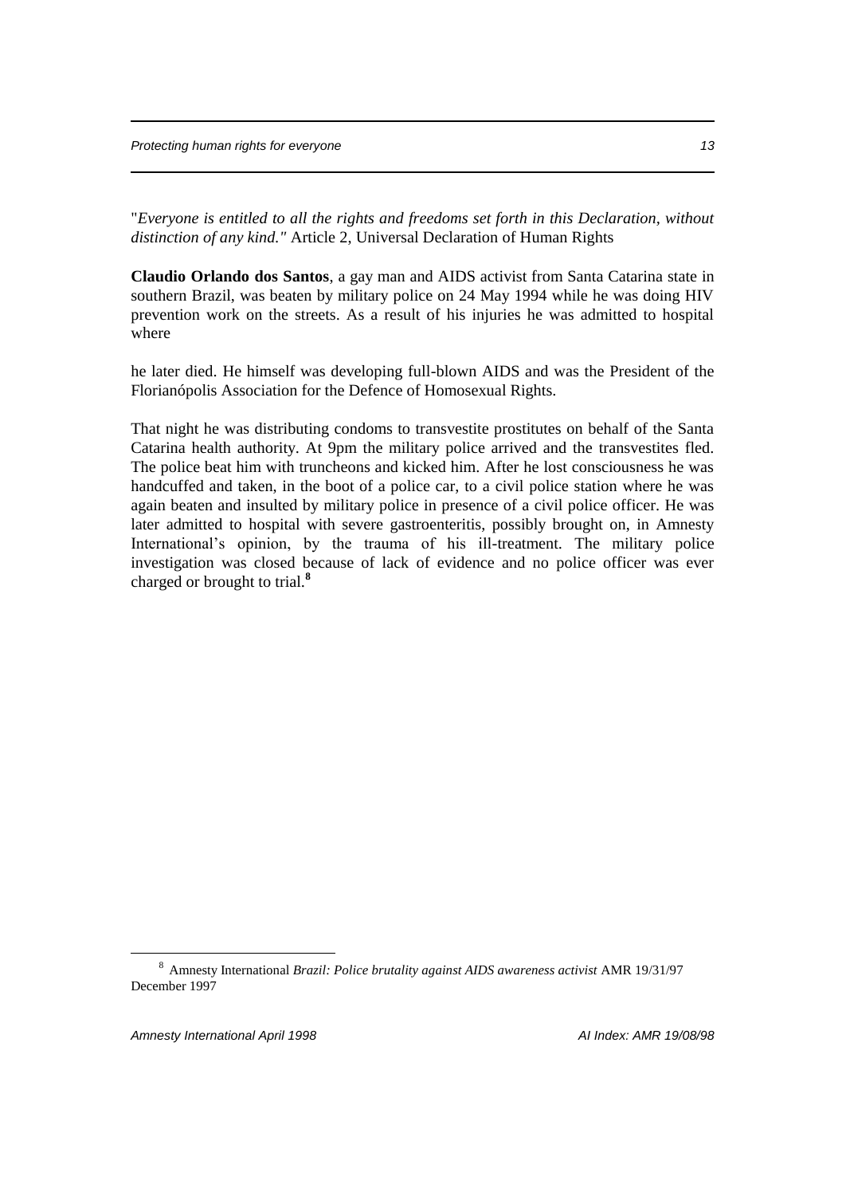"*Everyone is entitled to all the rights and freedoms set forth in this Declaration, without distinction of any kind."* Article 2, Universal Declaration of Human Rights

**Claudio Orlando dos Santos**, a gay man and AIDS activist from Santa Catarina state in southern Brazil, was beaten by military police on 24 May 1994 while he was doing HIV prevention work on the streets. As a result of his injuries he was admitted to hospital where

he later died. He himself was developing full-blown AIDS and was the President of the Florianópolis Association for the Defence of Homosexual Rights.

That night he was distributing condoms to transvestite prostitutes on behalf of the Santa Catarina health authority. At 9pm the military police arrived and the transvestites fled. The police beat him with truncheons and kicked him. After he lost consciousness he was handcuffed and taken, in the boot of a police car, to a civil police station where he was again beaten and insulted by military police in presence of a civil police officer. He was later admitted to hospital with severe gastroenteritis, possibly brought on, in Amnesty International's opinion, by the trauma of his ill-treatment. The military police investigation was closed because of lack of evidence and no police officer was ever charged or brought to trial.[8]

[8] Amnesty International *Brazil: Police brutality against AIDS awareness activist* AMR 19/31/97 December 1997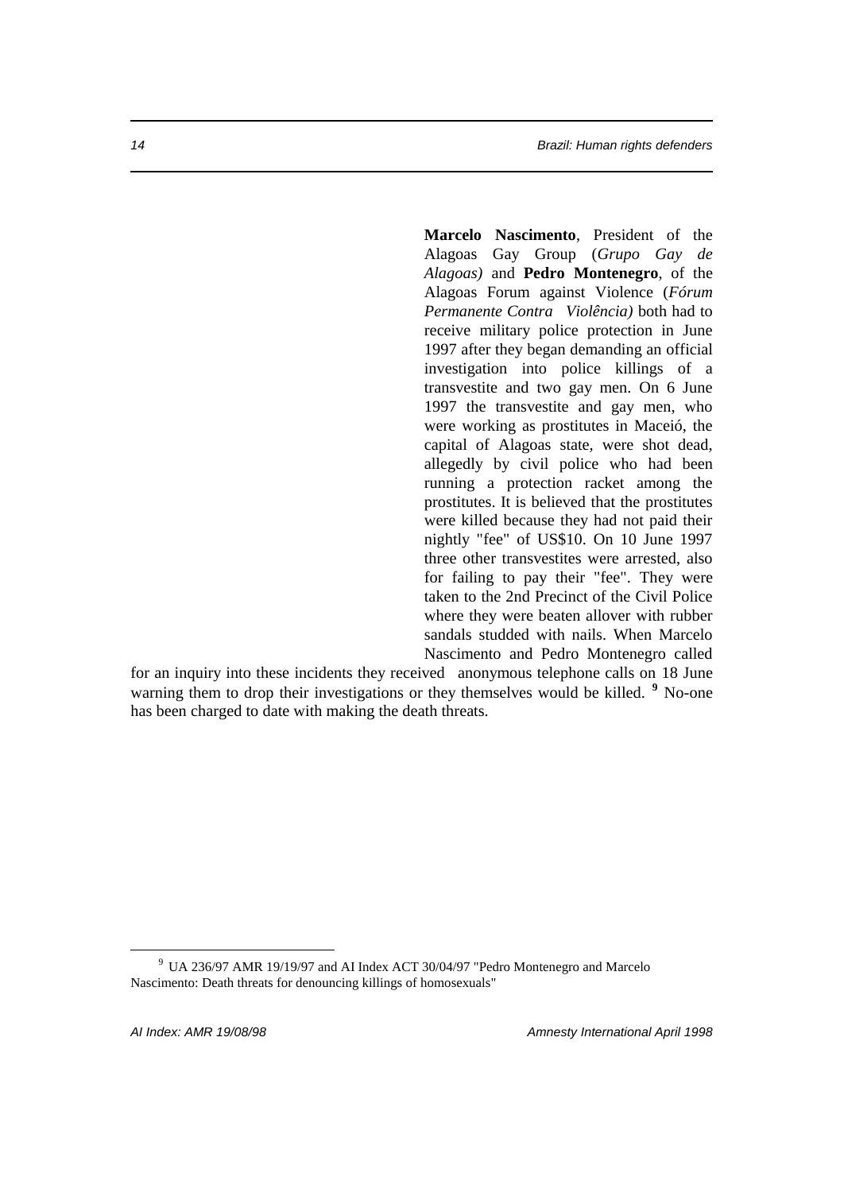**Marcelo Nascimento**, President of the Alagoas Gay Group (*Grupo Gay de Alagoas)* and **Pedro Montenegro**, of the Alagoas Forum against Violence (*Fórum Permanente Contra Violência)* both had to receive military police protection in June 1997 after they began demanding an official investigation into police killings of a transvestite and two gay men. On 6 June 1997 the transvestite and gay men, who were working as prostitutes in Maceió, the capital of Alagoas state, were shot dead, allegedly by civil police who had been running a protection racket among the prostitutes. It is believed that the prostitutes were killed because they had not paid their nightly "fee" of US$10. On 10 June 1997 three other transvestites were arrested, also for failing to pay their "fee". They were taken to the 2nd Precinct of the Civil Police where they were beaten allover with rubber sandals studded with nails. When Marcelo Nascimento and Pedro Montenegro called for an inquiry into these incidents they received anonymous telephone calls on 18 June warning them to drop their investigations or they themselves would be killed. [9] No-one has been charged to date with making the death threats.

[9] UA 236/97 AMR 19/19/97 and AI Index ACT 30/04/97 "Pedro Montenegro and Marcelo Nascimento: Death threats for denouncing killings of homosexuals"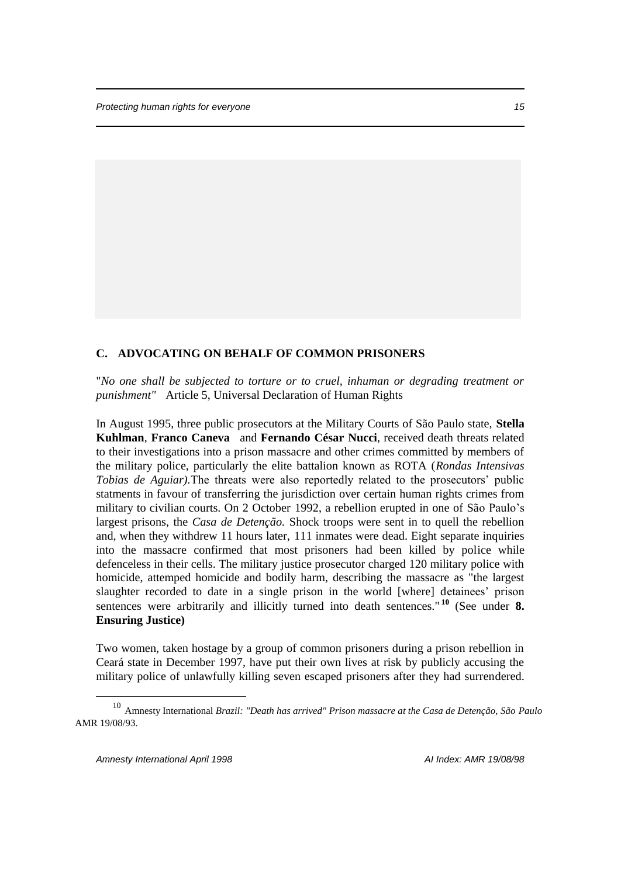## C. ADVOCATING ON BEHALF OF COMMON PRISONERS

"*No one shall be subjected to torture or to cruel, inhuman or degrading treatment or punishment"* Article 5, Universal Declaration of Human Rights

In August 1995, three public prosecutors at the Military Courts of São Paulo state, **Stella Kuhlman**, **Franco Caneva** and **Fernando César Nucci**, received death threats related to their investigations into a prison massacre and other crimes committed by members of the military police, particularly the elite battalion known as ROTA (*Rondas Intensivas Tobias de Aguiar).*The threats were also reportedly related to the prosecutors' public statments in favour of transferring the jurisdiction over certain human rights crimes from military to civilian courts. On 2 October 1992, a rebellion erupted in one of São Paulo's largest prisons, the *Casa de Detenção.* Shock troops were sent in to quell the rebellion and, when they withdrew 11 hours later, 111 inmates were dead. Eight separate inquiries into the massacre confirmed that most prisoners had been killed by police while defenceless in their cells. The military justice prosecutor charged 120 military police with homicide, attemped homicide and bodily harm, describing the massacre as "the largest slaughter recorded to date in a single prison in the world [where] detainees' prison sentences were arbitrarily and illicitly turned into death sentences."[10] (See under **8. Ensuring Justice)**

Two women, taken hostage by a group of common prisoners during a prison rebellion in Ceará state in December 1997, have put their own lives at risk by publicly accusing the military police of unlawfully killing seven escaped prisoners after they had surrendered.

---

[10] Amnesty International *Brazil: "Death has arrived" Prison massacre at the Casa de Detenção, São Paulo* AMR 19/08/93.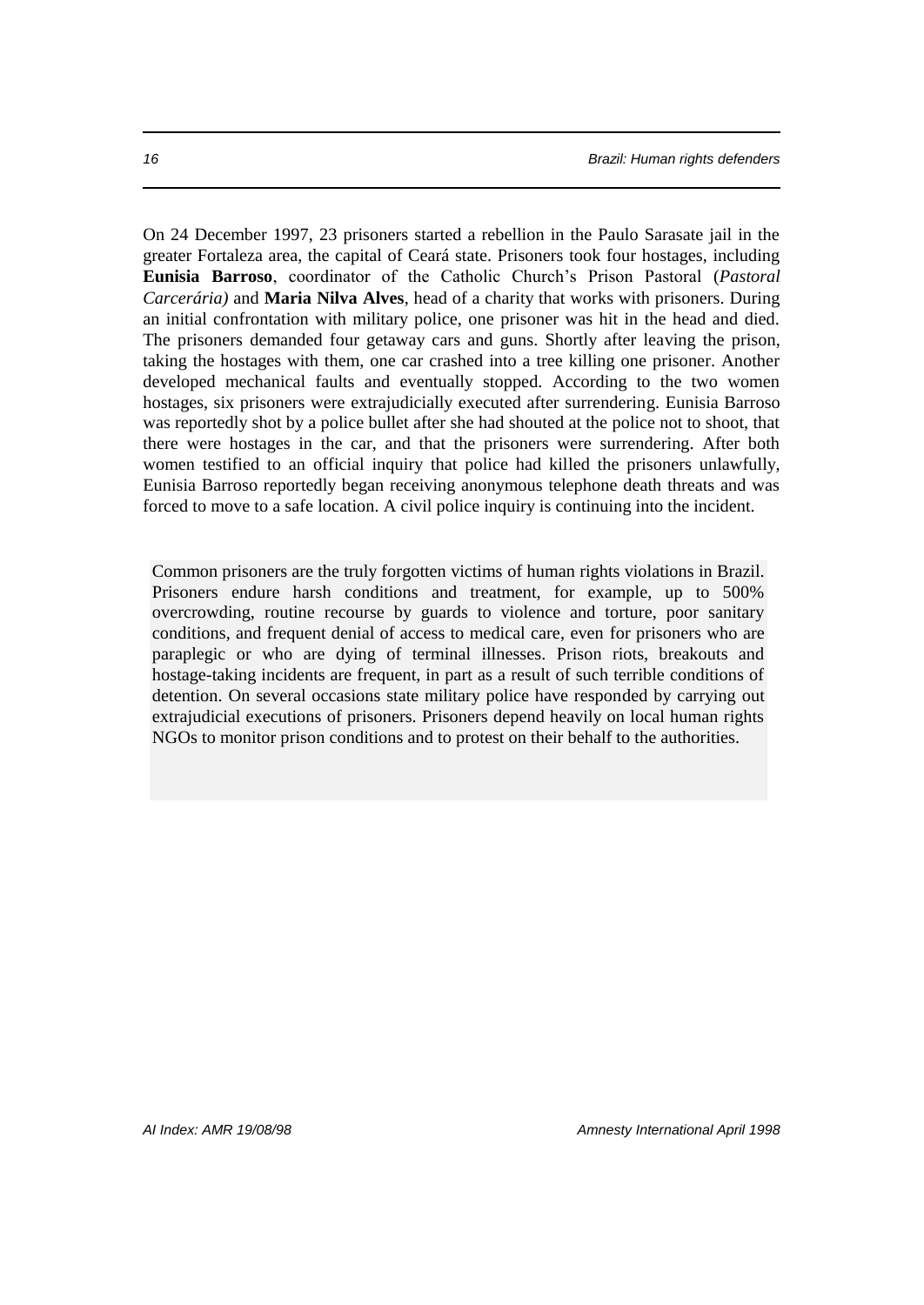On 24 December 1997, 23 prisoners started a rebellion in the Paulo Sarasate jail in the greater Fortaleza area, the capital of Ceará state. Prisoners took four hostages, including **Eunisia Barroso**, coordinator of the Catholic Church's Prison Pastoral (*Pastoral Carcerária)* and **Maria Nilva Alves**, head of a charity that works with prisoners. During an initial confrontation with military police, one prisoner was hit in the head and died. The prisoners demanded four getaway cars and guns. Shortly after leaving the prison, taking the hostages with them, one car crashed into a tree killing one prisoner. Another developed mechanical faults and eventually stopped. According to the two women hostages, six prisoners were extrajudicially executed after surrendering. Eunisia Barroso was reportedly shot by a police bullet after she had shouted at the police not to shoot, that there were hostages in the car, and that the prisoners were surrendering. After both women testified to an official inquiry that police had killed the prisoners unlawfully, Eunisia Barroso reportedly began receiving anonymous telephone death threats and was forced to move to a safe location. A civil police inquiry is continuing into the incident.

Common prisoners are the truly forgotten victims of human rights violations in Brazil. Prisoners endure harsh conditions and treatment, for example, up to 500% overcrowding, routine recourse by guards to violence and torture, poor sanitary conditions, and frequent denial of access to medical care, even for prisoners who are paraplegic or who are dying of terminal illnesses. Prison riots, breakouts and hostage-taking incidents are frequent, in part as a result of such terrible conditions of detention. On several occasions state military police have responded by carrying out extrajudicial executions of prisoners. Prisoners depend heavily on local human rights NGOs to monitor prison conditions and to protest on their behalf to the authorities.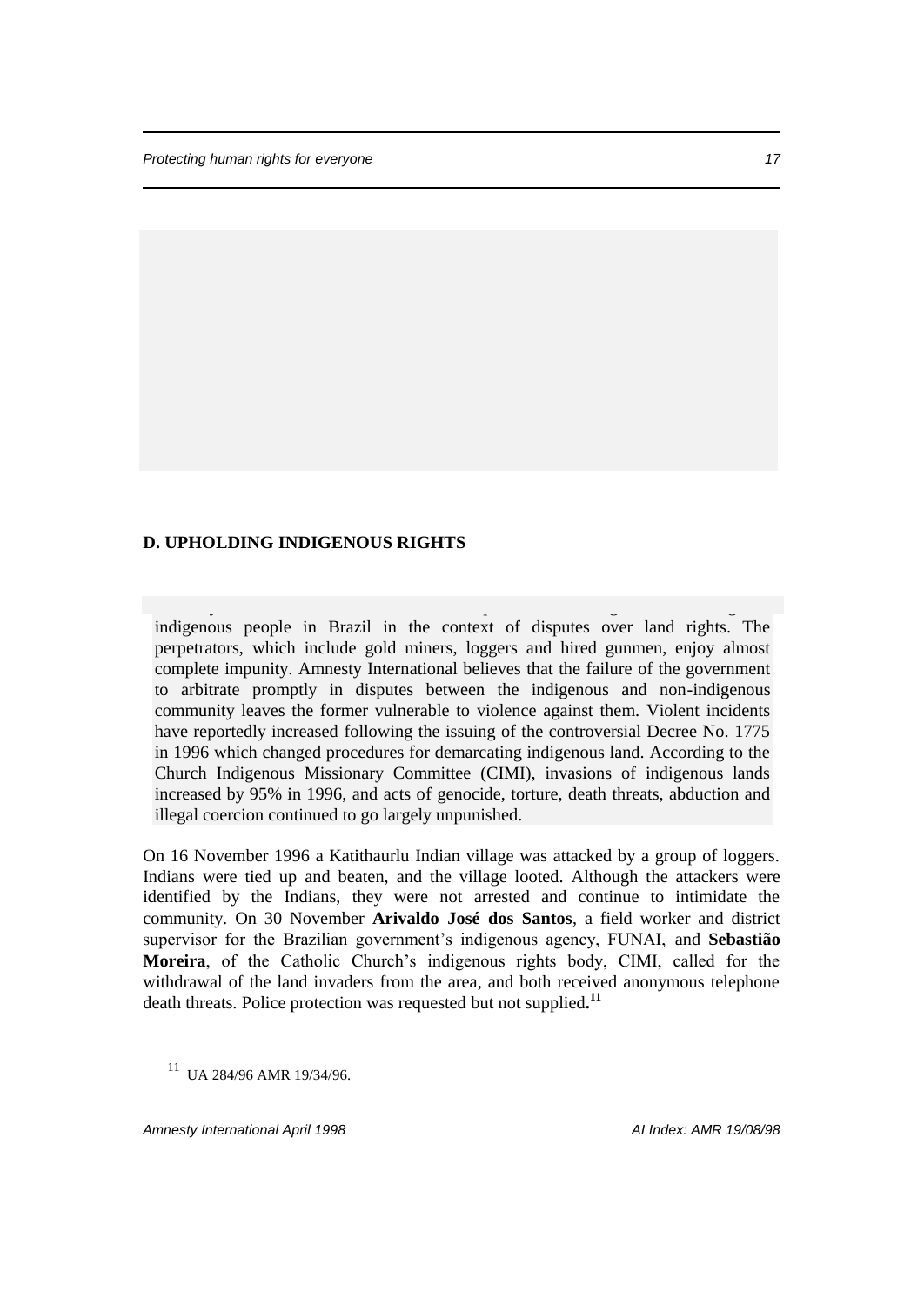## D. UPHOLDING INDIGENOUS RIGHTS

indigenous people in Brazil in the context of disputes over land rights. The perpetrators, which include gold miners, loggers and hired gunmen, enjoy almost complete impunity. Amnesty International believes that the failure of the government to arbitrate promptly in disputes between the indigenous and non-indigenous community leaves the former vulnerable to violence against them. Violent incidents have reportedly increased following the issuing of the controversial Decree No. 1775 in 1996 which changed procedures for demarcating indigenous land. According to the Church Indigenous Missionary Committee (CIMI), invasions of indigenous lands increased by 95% in 1996, and acts of genocide, torture, death threats, abduction and illegal coercion continued to go largely unpunished.

On 16 November 1996 a Katithaurlu Indian village was attacked by a group of loggers. Indians were tied up and beaten, and the village looted. Although the attackers were identified by the Indians, they were not arrested and continue to intimidate the community. On 30 November **Arivaldo José dos Santos**, a field worker and district supervisor for the Brazilian government's indigenous agency, FUNAI, and **Sebastião Moreira**, of the Catholic Church's indigenous rights body, CIMI, called for the withdrawal of the land invaders from the area, and both received anonymous telephone death threats. Police protection was requested but not supplied.[11]

[11] UA 284/96 AMR 19/34/96.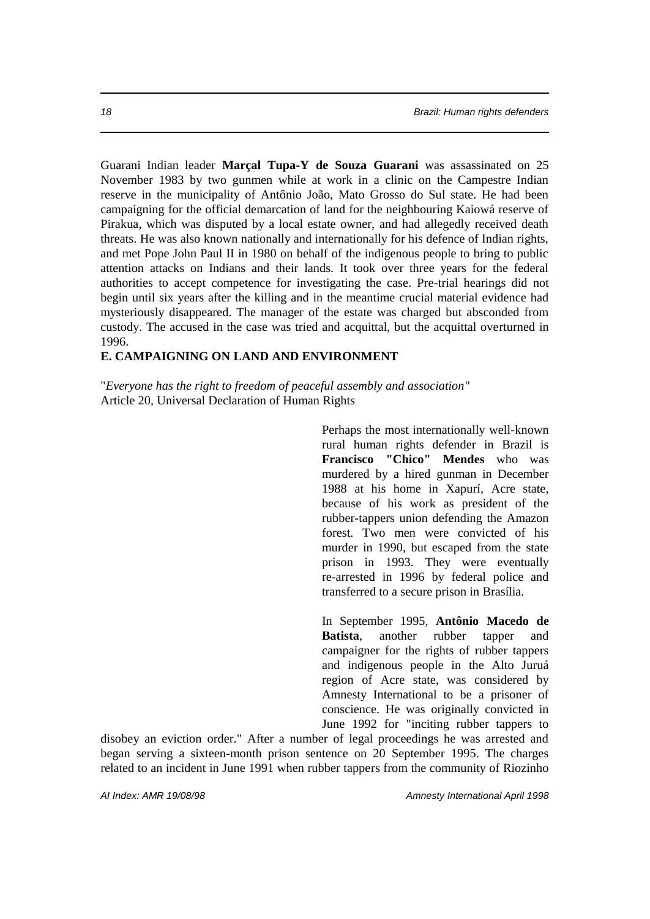Guarani Indian leader **Marçal Tupa-Y de Souza Guarani** was assassinated on 25 November 1983 by two gunmen while at work in a clinic on the Campestre Indian reserve in the municipality of Antônio João, Mato Grosso do Sul state. He had been campaigning for the official demarcation of land for the neighbouring Kaiowá reserve of Pirakua, which was disputed by a local estate owner, and had allegedly received death threats. He was also known nationally and internationally for his defence of Indian rights, and met Pope John Paul II in 1980 on behalf of the indigenous people to bring to public attention attacks on Indians and their lands. It took over three years for the federal authorities to accept competence for investigating the case. Pre-trial hearings did not begin until six years after the killing and in the meantime crucial material evidence had mysteriously disappeared. The manager of the estate was charged but absconded from custody. The accused in the case was tried and acquittal, but the acquittal overturned in 1996.

## E. CAMPAIGNING ON LAND AND ENVIRONMENT

"*Everyone has the right to freedom of peaceful assembly and association"*
Article 20, Universal Declaration of Human Rights

Perhaps the most internationally well-known rural human rights defender in Brazil is **Francisco "Chico" Mendes** who was murdered by a hired gunman in December 1988 at his home in Xapurí, Acre state, because of his work as president of the rubber-tappers union defending the Amazon forest. Two men were convicted of his murder in 1990, but escaped from the state prison in 1993. They were eventually re-arrested in 1996 by federal police and transferred to a secure prison in Brasília.

In September 1995, **Antônio Macedo de Batista**, another rubber tapper and campaigner for the rights of rubber tappers and indigenous people in the Alto Juruá region of Acre state, was considered by Amnesty International to be a prisoner of conscience. He was originally convicted in June 1992 for "inciting rubber tappers to disobey an eviction order." After a number of legal proceedings he was arrested and began serving a sixteen-month prison sentence on 20 September 1995. The charges related to an incident in June 1991 when rubber tappers from the community of Riozinho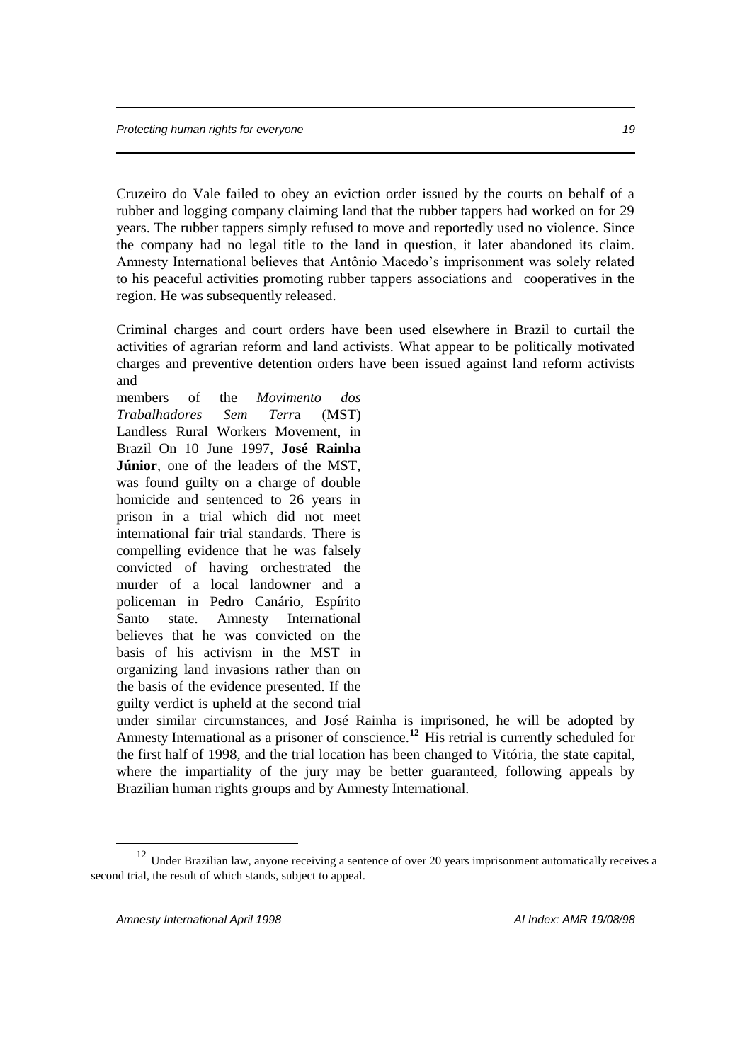Cruzeiro do Vale failed to obey an eviction order issued by the courts on behalf of a rubber and logging company claiming land that the rubber tappers had worked on for 29 years. The rubber tappers simply refused to move and reportedly used no violence. Since the company had no legal title to the land in question, it later abandoned its claim. Amnesty International believes that Antônio Macedo's imprisonment was solely related to his peaceful activities promoting rubber tappers associations and cooperatives in the region. He was subsequently released.

Criminal charges and court orders have been used elsewhere in Brazil to curtail the activities of agrarian reform and land activists. What appear to be politically motivated charges and preventive detention orders have been issued against land reform activists and members of the *Movimento dos Trabalhadores Sem Terra* (MST) Landless Rural Workers Movement, in Brazil On 10 June 1997, **José Rainha Júnior**, one of the leaders of the MST, was found guilty on a charge of double homicide and sentenced to 26 years in prison in a trial which did not meet international fair trial standards. There is compelling evidence that he was falsely convicted of having orchestrated the murder of a local landowner and a policeman in Pedro Canário, Espírito Santo state. Amnesty International believes that he was convicted on the basis of his activism in the MST in organizing land invasions rather than on the basis of the evidence presented. If the guilty verdict is upheld at the second trial under similar circumstances, and José Rainha is imprisoned, he will be adopted by Amnesty International as a prisoner of conscience.[12] His retrial is currently scheduled for the first half of 1998, and the trial location has been changed to Vitória, the state capital, where the impartiality of the jury may be better guaranteed, following appeals by Brazilian human rights groups and by Amnesty International.

[12] Under Brazilian law, anyone receiving a sentence of over 20 years imprisonment automatically receives a second trial, the result of which stands, subject to appeal.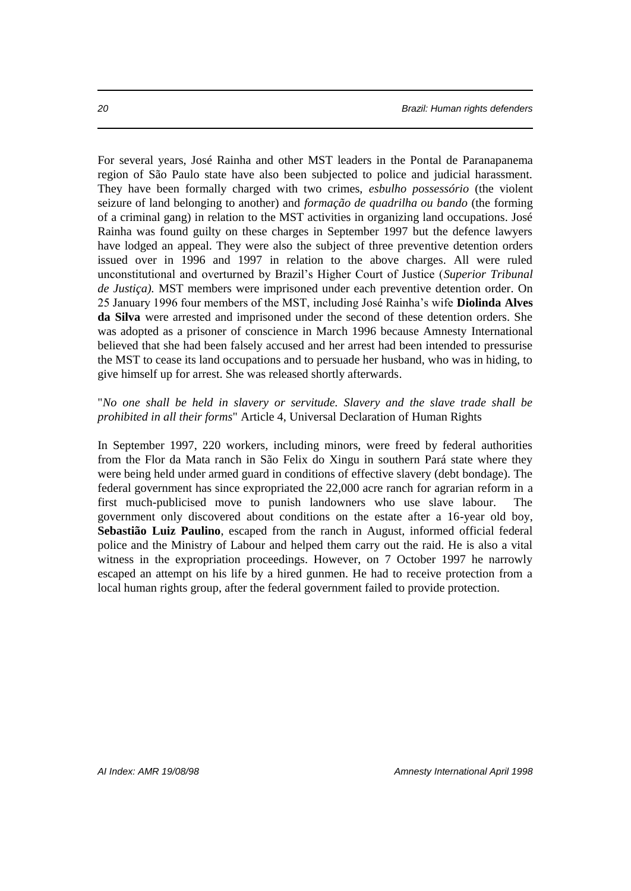For several years, José Rainha and other MST leaders in the Pontal de Paranapanema region of São Paulo state have also been subjected to police and judicial harassment. They have been formally charged with two crimes, *esbulho possessório* (the violent seizure of land belonging to another) and *formação de quadrilha ou bando* (the forming of a criminal gang) in relation to the MST activities in organizing land occupations. José Rainha was found guilty on these charges in September 1997 but the defence lawyers have lodged an appeal. They were also the subject of three preventive detention orders issued over in 1996 and 1997 in relation to the above charges. All were ruled unconstitutional and overturned by Brazil's Higher Court of Justice (*Superior Tribunal de Justiça)*. MST members were imprisoned under each preventive detention order. On 25 January 1996 four members of the MST, including José Rainha's wife **Diolinda Alves da Silva** were arrested and imprisoned under the second of these detention orders. She was adopted as a prisoner of conscience in March 1996 because Amnesty International believed that she had been falsely accused and her arrest had been intended to pressurise the MST to cease its land occupations and to persuade her husband, who was in hiding, to give himself up for arrest. She was released shortly afterwards.

"*No one shall be held in slavery or servitude. Slavery and the slave trade shall be prohibited in all their forms*" Article 4, Universal Declaration of Human Rights

In September 1997, 220 workers, including minors, were freed by federal authorities from the Flor da Mata ranch in São Felix do Xingu in southern Pará state where they were being held under armed guard in conditions of effective slavery (debt bondage). The federal government has since expropriated the 22,000 acre ranch for agrarian reform in a first much-publicised move to punish landowners who use slave labour. The government only discovered about conditions on the estate after a 16-year old boy, **Sebastião Luiz Paulino**, escaped from the ranch in August, informed official federal police and the Ministry of Labour and helped them carry out the raid. He is also a vital witness in the expropriation proceedings. However, on 7 October 1997 he narrowly escaped an attempt on his life by a hired gunmen. He had to receive protection from a local human rights group, after the federal government failed to provide protection.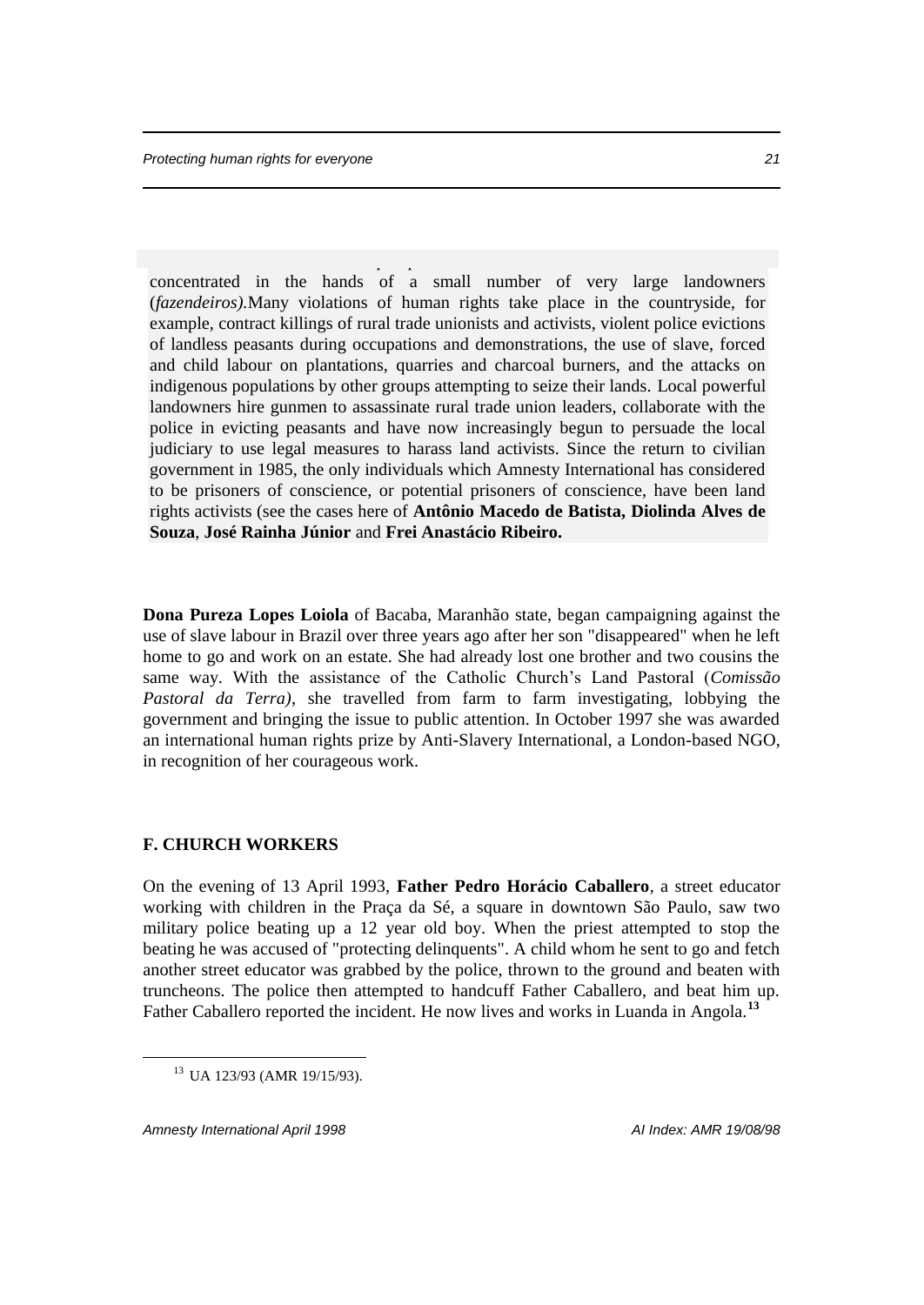concentrated in the hands of a small number of very large landowners (*fazendeiros).*Many violations of human rights take place in the countryside, for example, contract killings of rural trade unionists and activists, violent police evictions of landless peasants during occupations and demonstrations, the use of slave, forced and child labour on plantations, quarries and charcoal burners, and the attacks on indigenous populations by other groups attempting to seize their lands. Local powerful landowners hire gunmen to assassinate rural trade union leaders, collaborate with the police in evicting peasants and have now increasingly begun to persuade the local judiciary to use legal measures to harass land activists. Since the return to civilian government in 1985, the only individuals which Amnesty International has considered to be prisoners of conscience, or potential prisoners of conscience, have been land rights activists (see the cases here of **Antônio Macedo de Batista, Diolinda Alves de Souza**, **José Rainha Júnior** and **Frei Anastácio Ribeiro.**

**Dona Pureza Lopes Loiola** of Bacaba, Maranhão state, began campaigning against the use of slave labour in Brazil over three years ago after her son "disappeared" when he left home to go and work on an estate. She had already lost one brother and two cousins the same way. With the assistance of the Catholic Church's Land Pastoral (*Comissão Pastoral da Terra)*, she travelled from farm to farm investigating, lobbying the government and bringing the issue to public attention. In October 1997 she was awarded an international human rights prize by Anti-Slavery International, a London-based NGO, in recognition of her courageous work.

## F. CHURCH WORKERS

On the evening of 13 April 1993, **Father Pedro Horácio Caballero**, a street educator working with children in the Praça da Sé, a square in downtown São Paulo, saw two military police beating up a 12 year old boy. When the priest attempted to stop the beating he was accused of "protecting delinquents". A child whom he sent to go and fetch another street educator was grabbed by the police, thrown to the ground and beaten with truncheons. The police then attempted to handcuff Father Caballero, and beat him up. Father Caballero reported the incident. He now lives and works in Luanda in Angola.[13]

[13] UA 123/93 (AMR 19/15/93).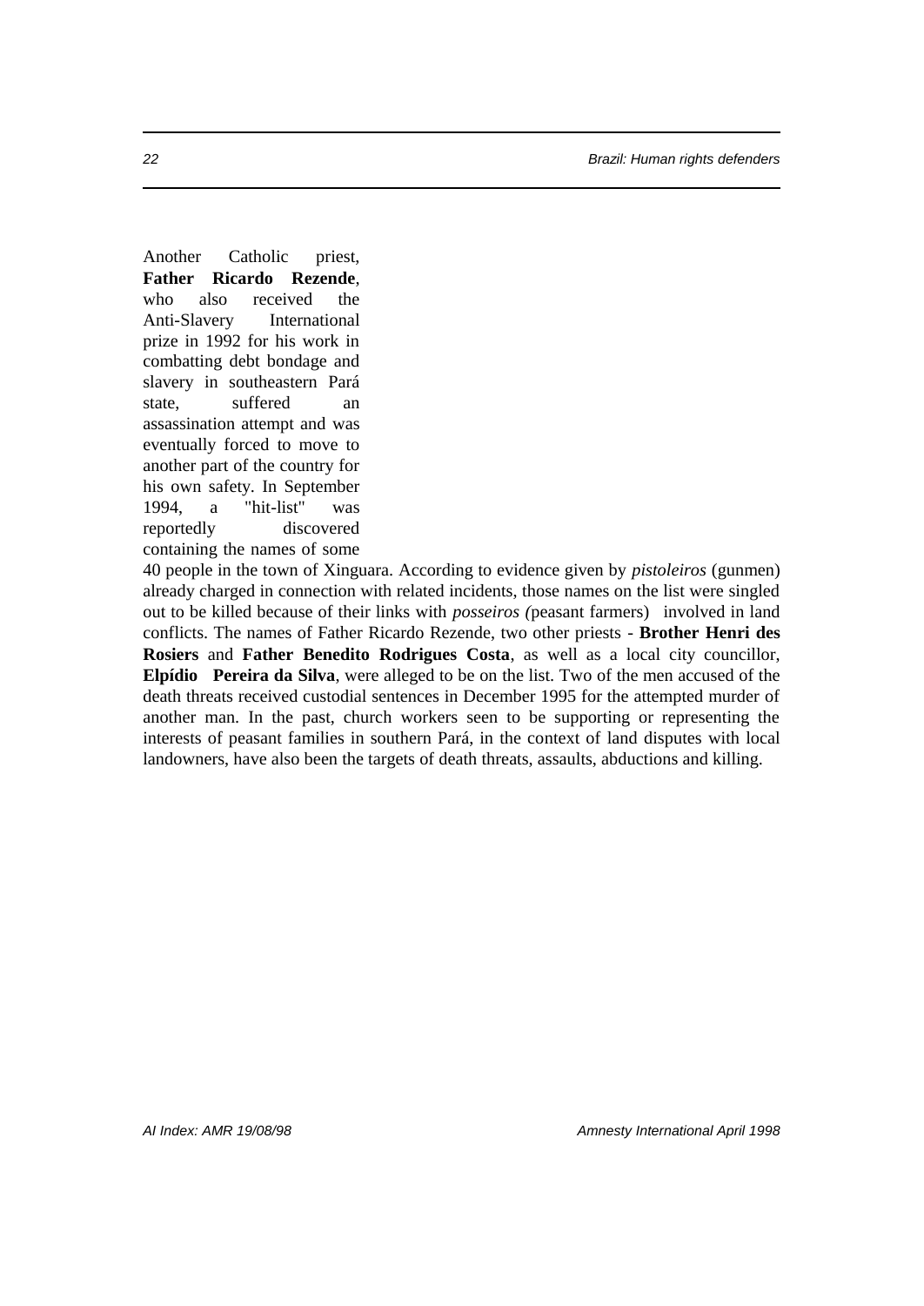Another Catholic priest, **Father Ricardo Rezende**, who also received the Anti-Slavery International prize in 1992 for his work in combatting debt bondage and slavery in southeastern Pará state, suffered an assassination attempt and was eventually forced to move to another part of the country for his own safety. In September 1994, a "hit-list" was reportedly discovered containing the names of some 40 people in the town of Xinguara. According to evidence given by *pistoleiros* (gunmen) already charged in connection with related incidents, those names on the list were singled out to be killed because of their links with *posseiros (*peasant farmers) involved in land conflicts. The names of Father Ricardo Rezende, two other priests - **Brother Henri des Rosiers** and **Father Benedito Rodrigues Costa**, as well as a local city councillor, **Elpídio Pereira da Silva**, were alleged to be on the list. Two of the men accused of the death threats received custodial sentences in December 1995 for the attempted murder of another man. In the past, church workers seen to be supporting or representing the interests of peasant families in southern Pará, in the context of land disputes with local landowners, have also been the targets of death threats, assaults, abductions and killing.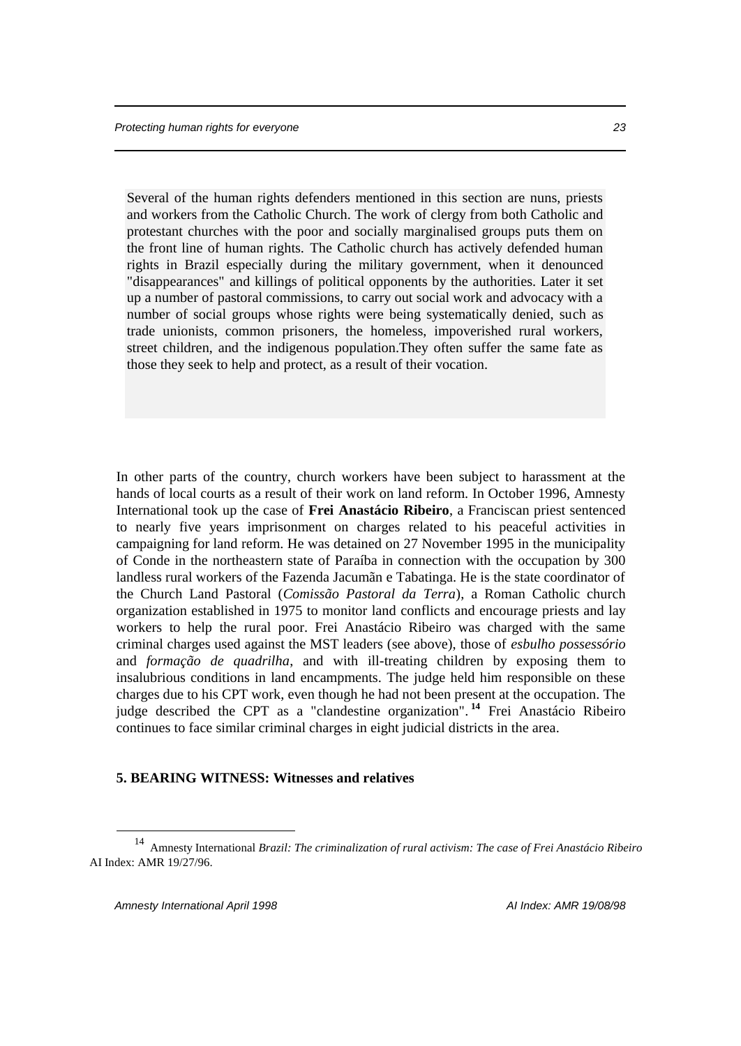Several of the human rights defenders mentioned in this section are nuns, priests and workers from the Catholic Church. The work of clergy from both Catholic and protestant churches with the poor and socially marginalised groups puts them on the front line of human rights. The Catholic church has actively defended human rights in Brazil especially during the military government, when it denounced "disappearances" and killings of political opponents by the authorities. Later it set up a number of pastoral commissions, to carry out social work and advocacy with a number of social groups whose rights were being systematically denied, such as trade unionists, common prisoners, the homeless, impoverished rural workers, street children, and the indigenous population.They often suffer the same fate as those they seek to help and protect, as a result of their vocation.

In other parts of the country, church workers have been subject to harassment at the hands of local courts as a result of their work on land reform. In October 1996, Amnesty International took up the case of **Frei Anastácio Ribeiro**, a Franciscan priest sentenced to nearly five years imprisonment on charges related to his peaceful activities in campaigning for land reform. He was detained on 27 November 1995 in the municipality of Conde in the northeastern state of Paraíba in connection with the occupation by 300 landless rural workers of the Fazenda Jacumãn e Tabatinga. He is the state coordinator of the Church Land Pastoral (*Comissão Pastoral da Terra*), a Roman Catholic church organization established in 1975 to monitor land conflicts and encourage priests and lay workers to help the rural poor. Frei Anastácio Ribeiro was charged with the same criminal charges used against the MST leaders (see above), those of *esbulho possessório* and *formação de quadrilha*, and with ill-treating children by exposing them to insalubrious conditions in land encampments. The judge held him responsible on these charges due to his CPT work, even though he had not been present at the occupation. The judge described the CPT as a "clandestine organization".[14] Frei Anastácio Ribeiro continues to face similar criminal charges in eight judicial districts in the area.

## 5. BEARING WITNESS: Witnesses and relatives

---

[14] Amnesty International *Brazil: The criminalization of rural activism: The case of Frei Anastácio Ribeiro* AI Index: AMR 19/27/96.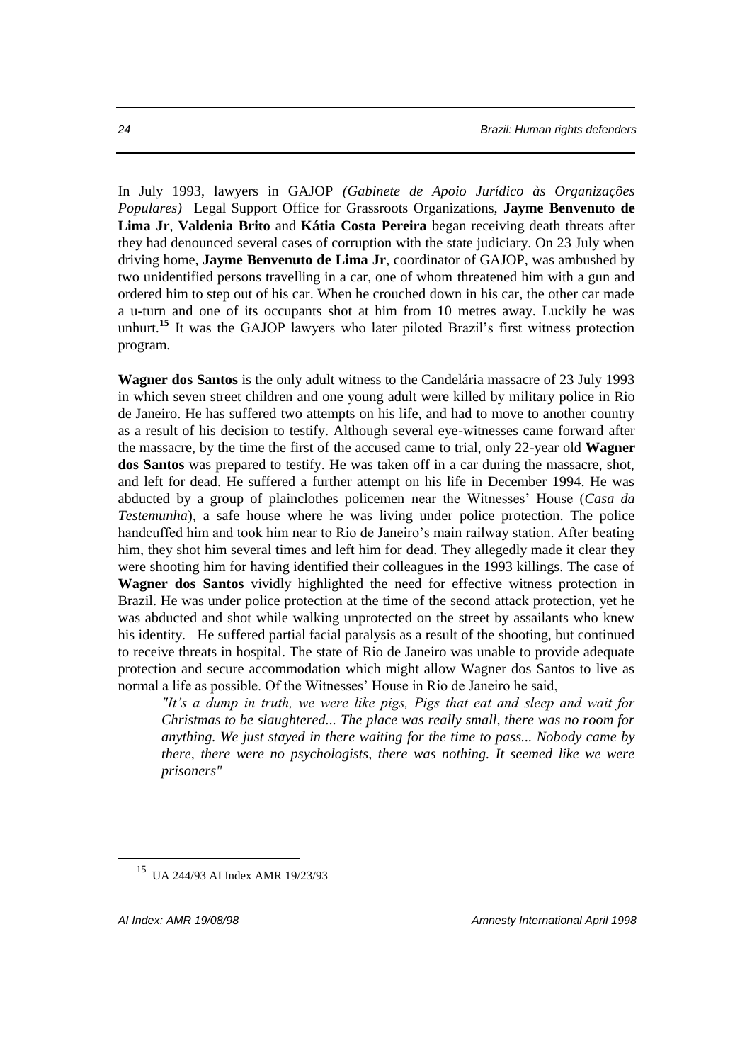In July 1993, lawyers in GAJOP *(Gabinete de Apoio Jurídico às Organizações Populares)* Legal Support Office for Grassroots Organizations, **Jayme Benvenuto de Lima Jr**, **Valdenia Brito** and **Kátia Costa Pereira** began receiving death threats after they had denounced several cases of corruption with the state judiciary. On 23 July when driving home, **Jayme Benvenuto de Lima Jr**, coordinator of GAJOP, was ambushed by two unidentified persons travelling in a car, one of whom threatened him with a gun and ordered him to step out of his car. When he crouched down in his car, the other car made a u-turn and one of its occupants shot at him from 10 metres away. Luckily he was unhurt.[15] It was the GAJOP lawyers who later piloted Brazil's first witness protection program.

**Wagner dos Santos** is the only adult witness to the Candelária massacre of 23 July 1993 in which seven street children and one young adult were killed by military police in Rio de Janeiro. He has suffered two attempts on his life, and had to move to another country as a result of his decision to testify. Although several eye-witnesses came forward after the massacre, by the time the first of the accused came to trial, only 22-year old **Wagner dos Santos** was prepared to testify. He was taken off in a car during the massacre, shot, and left for dead. He suffered a further attempt on his life in December 1994. He was abducted by a group of plainclothes policemen near the Witnesses' House (*Casa da Testemunha*), a safe house where he was living under police protection. The police handcuffed him and took him near to Rio de Janeiro's main railway station. After beating him, they shot him several times and left him for dead. They allegedly made it clear they were shooting him for having identified their colleagues in the 1993 killings. The case of **Wagner dos Santos** vividly highlighted the need for effective witness protection in Brazil. He was under police protection at the time of the second attack protection, yet he was abducted and shot while walking unprotected on the street by assailants who knew his identity. He suffered partial facial paralysis as a result of the shooting, but continued to receive threats in hospital. The state of Rio de Janeiro was unable to provide adequate protection and secure accommodation which might allow Wagner dos Santos to live as normal a life as possible. Of the Witnesses' House in Rio de Janeiro he said,

> *"It's a dump in truth, we were like pigs, Pigs that eat and sleep and wait for Christmas to be slaughtered... The place was really small, there was no room for anything. We just stayed in there waiting for the time to pass... Nobody came by there, there were no psychologists, there was nothing. It seemed like we were prisoners"*

---

[15] UA 244/93 AI Index AMR 19/23/93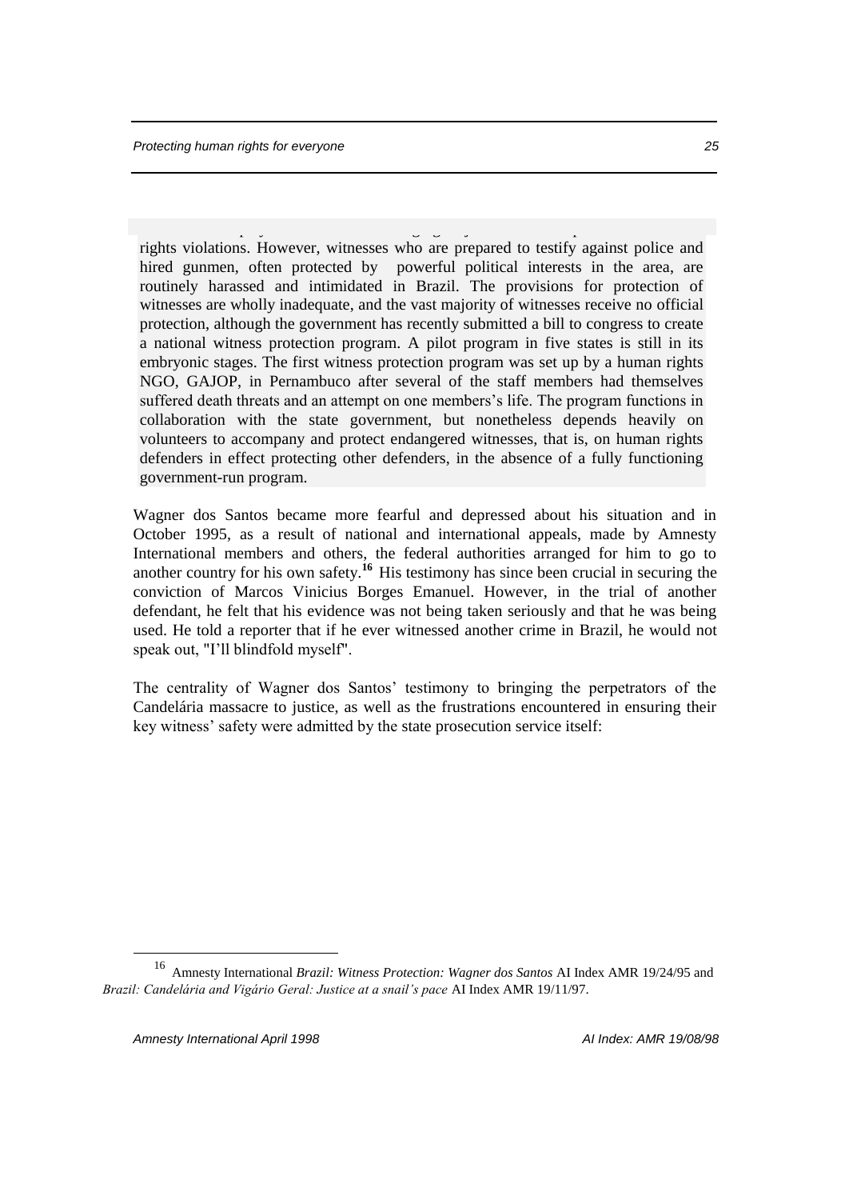rights violations. However, witnesses who are prepared to testify against police and hired gunmen, often protected by powerful political interests in the area, are routinely harassed and intimidated in Brazil. The provisions for protection of witnesses are wholly inadequate, and the vast majority of witnesses receive no official protection, although the government has recently submitted a bill to congress to create a national witness protection program. A pilot program in five states is still in its embryonic stages. The first witness protection program was set up by a human rights NGO, GAJOP, in Pernambuco after several of the staff members had themselves suffered death threats and an attempt on one members's life. The program functions in collaboration with the state government, but nonetheless depends heavily on volunteers to accompany and protect endangered witnesses, that is, on human rights defenders in effect protecting other defenders, in the absence of a fully functioning government-run program.

Wagner dos Santos became more fearful and depressed about his situation and in October 1995, as a result of national and international appeals, made by Amnesty International members and others, the federal authorities arranged for him to go to another country for his own safety.[16] His testimony has since been crucial in securing the conviction of Marcos Vinicius Borges Emanuel. However, in the trial of another defendant, he felt that his evidence was not being taken seriously and that he was being used. He told a reporter that if he ever witnessed another crime in Brazil, he would not speak out, "I'll blindfold myself".

The centrality of Wagner dos Santos' testimony to bringing the perpetrators of the Candelária massacre to justice, as well as the frustrations encountered in ensuring their key witness' safety were admitted by the state prosecution service itself:

---

[16] Amnesty International *Brazil: Witness Protection: Wagner dos Santos* AI Index AMR 19/24/95 and *Brazil: Candelária and Vigário Geral: Justice at a snail's pace* AI Index AMR 19/11/97.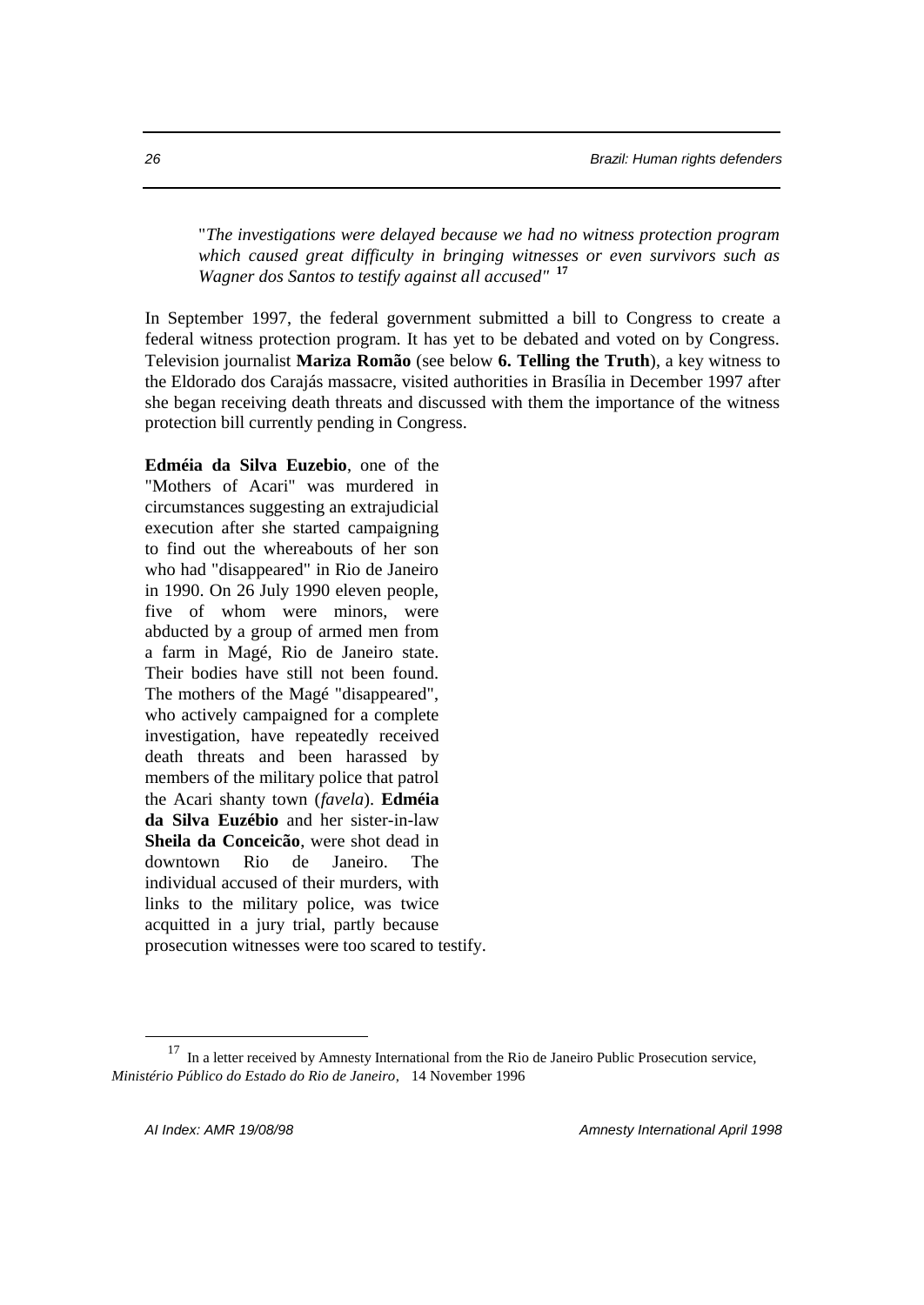"*The investigations were delayed because we had no witness protection program which caused great difficulty in bringing witnesses or even survivors such as Wagner dos Santos to testify against all accused"* [17]

In September 1997, the federal government submitted a bill to Congress to create a federal witness protection program. It has yet to be debated and voted on by Congress. Television journalist **Mariza Romão** (see below **6. Telling the Truth**), a key witness to the Eldorado dos Carajás massacre, visited authorities in Brasília in December 1997 after she began receiving death threats and discussed with them the importance of the witness protection bill currently pending in Congress.

**Edméia da Silva Euzebio**, one of the "Mothers of Acari" was murdered in circumstances suggesting an extrajudicial execution after she started campaigning to find out the whereabouts of her son who had "disappeared" in Rio de Janeiro in 1990. On 26 July 1990 eleven people, five of whom were minors, were abducted by a group of armed men from a farm in Magé, Rio de Janeiro state. Their bodies have still not been found. The mothers of the Magé "disappeared", who actively campaigned for a complete investigation, have repeatedly received death threats and been harassed by members of the military police that patrol the Acari shanty town (*favela*). **Edméia da Silva Euzébio** and her sister-in-law **Sheila da Conceicão**, were shot dead in downtown Rio de Janeiro. The individual accused of their murders, with links to the military police, was twice acquitted in a jury trial, partly because prosecution witnesses were too scared to testify.

---

[17] In a letter received by Amnesty International from the Rio de Janeiro Public Prosecution service, *Ministério Público do Estado do Rio de Janeiro*, 14 November 1996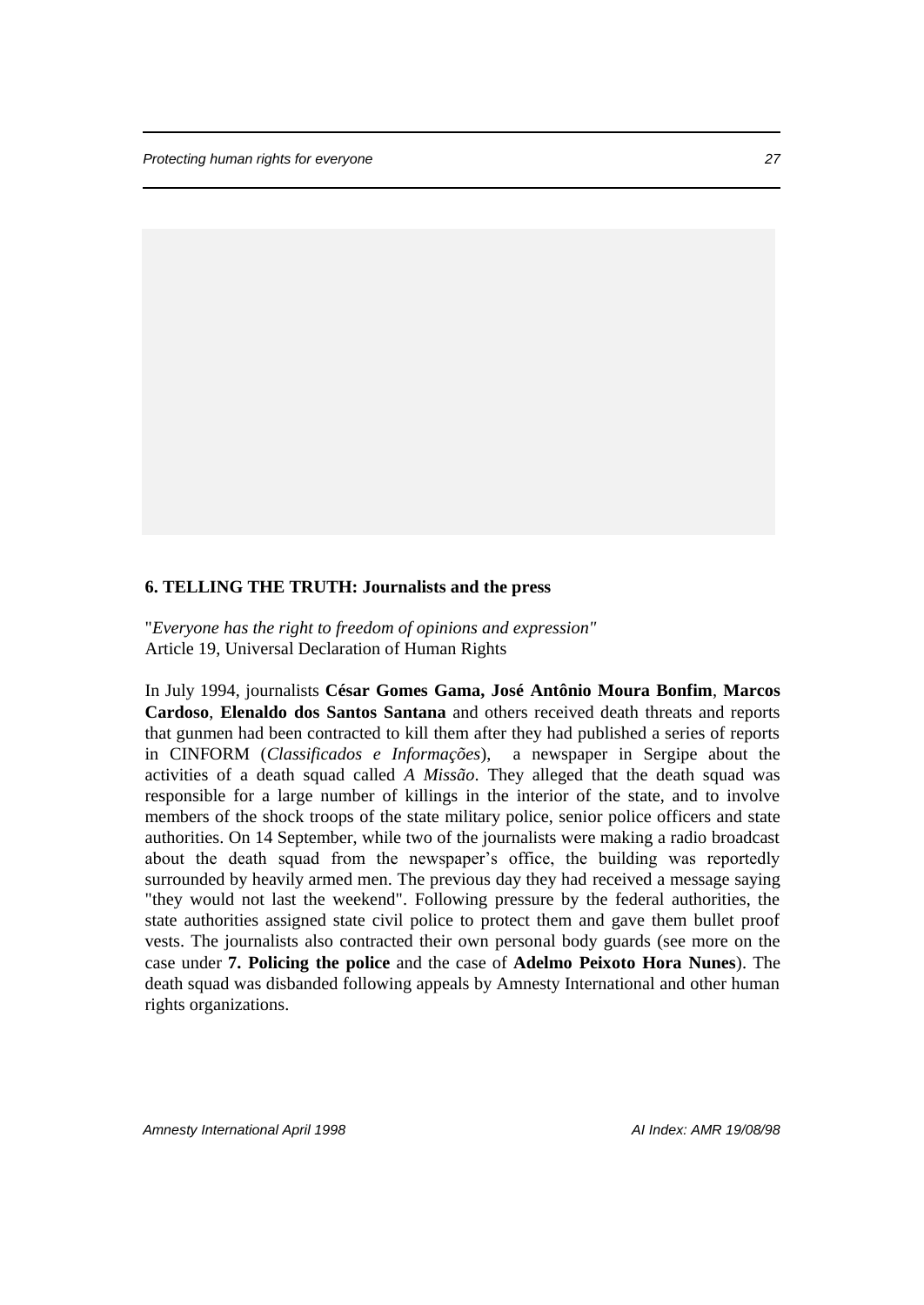## 6. TELLING THE TRUTH: Journalists and the press

"*Everyone has the right to freedom of opinions and expression"*
Article 19, Universal Declaration of Human Rights

In July 1994, journalists **César Gomes Gama, José Antônio Moura Bonfim**, **Marcos Cardoso**, **Elenaldo dos Santos Santana** and others received death threats and reports that gunmen had been contracted to kill them after they had published a series of reports in CINFORM (*Classificados e Informações*), a newspaper in Sergipe about the activities of a death squad called *A Missão*. They alleged that the death squad was responsible for a large number of killings in the interior of the state, and to involve members of the shock troops of the state military police, senior police officers and state authorities. On 14 September, while two of the journalists were making a radio broadcast about the death squad from the newspaper's office, the building was reportedly surrounded by heavily armed men. The previous day they had received a message saying "they would not last the weekend". Following pressure by the federal authorities, the state authorities assigned state civil police to protect them and gave them bullet proof vests. The journalists also contracted their own personal body guards (see more on the case under **7. Policing the police** and the case of **Adelmo Peixoto Hora Nunes**). The death squad was disbanded following appeals by Amnesty International and other human rights organizations.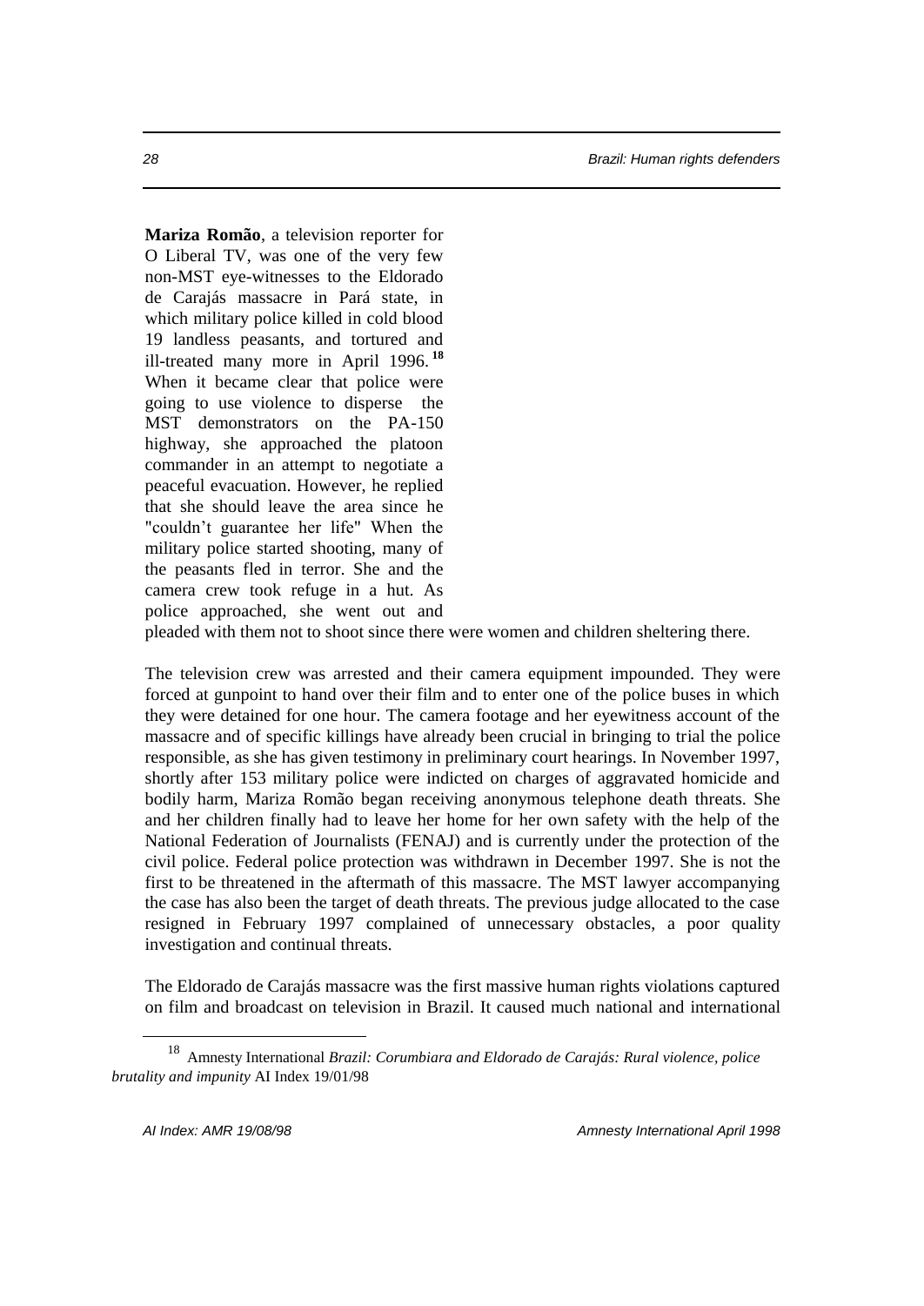**Mariza Romão**, a television reporter for O Liberal TV, was one of the very few non-MST eye-witnesses to the Eldorado de Carajás massacre in Pará state, in which military police killed in cold blood 19 landless peasants, and tortured and ill-treated many more in April 1996.[18] When it became clear that police were going to use violence to disperse the MST demonstrators on the PA-150 highway, she approached the platoon commander in an attempt to negotiate a peaceful evacuation. However, he replied that she should leave the area since he "couldn't guarantee her life" When the military police started shooting, many of the peasants fled in terror. She and the camera crew took refuge in a hut. As police approached, she went out and pleaded with them not to shoot since there were women and children sheltering there.

The television crew was arrested and their camera equipment impounded. They were forced at gunpoint to hand over their film and to enter one of the police buses in which they were detained for one hour. The camera footage and her eyewitness account of the massacre and of specific killings have already been crucial in bringing to trial the police responsible, as she has given testimony in preliminary court hearings. In November 1997, shortly after 153 military police were indicted on charges of aggravated homicide and bodily harm, Mariza Romão began receiving anonymous telephone death threats. She and her children finally had to leave her home for her own safety with the help of the National Federation of Journalists (FENAJ) and is currently under the protection of the civil police. Federal police protection was withdrawn in December 1997. She is not the first to be threatened in the aftermath of this massacre. The MST lawyer accompanying the case has also been the target of death threats. The previous judge allocated to the case resigned in February 1997 complained of unnecessary obstacles, a poor quality investigation and continual threats.

The Eldorado de Carajás massacre was the first massive human rights violations captured on film and broadcast on television in Brazil. It caused much national and international

---

[18] Amnesty International *Brazil: Corumbiara and Eldorado de Carajás: Rural violence, police brutality and impunity* AI Index 19/01/98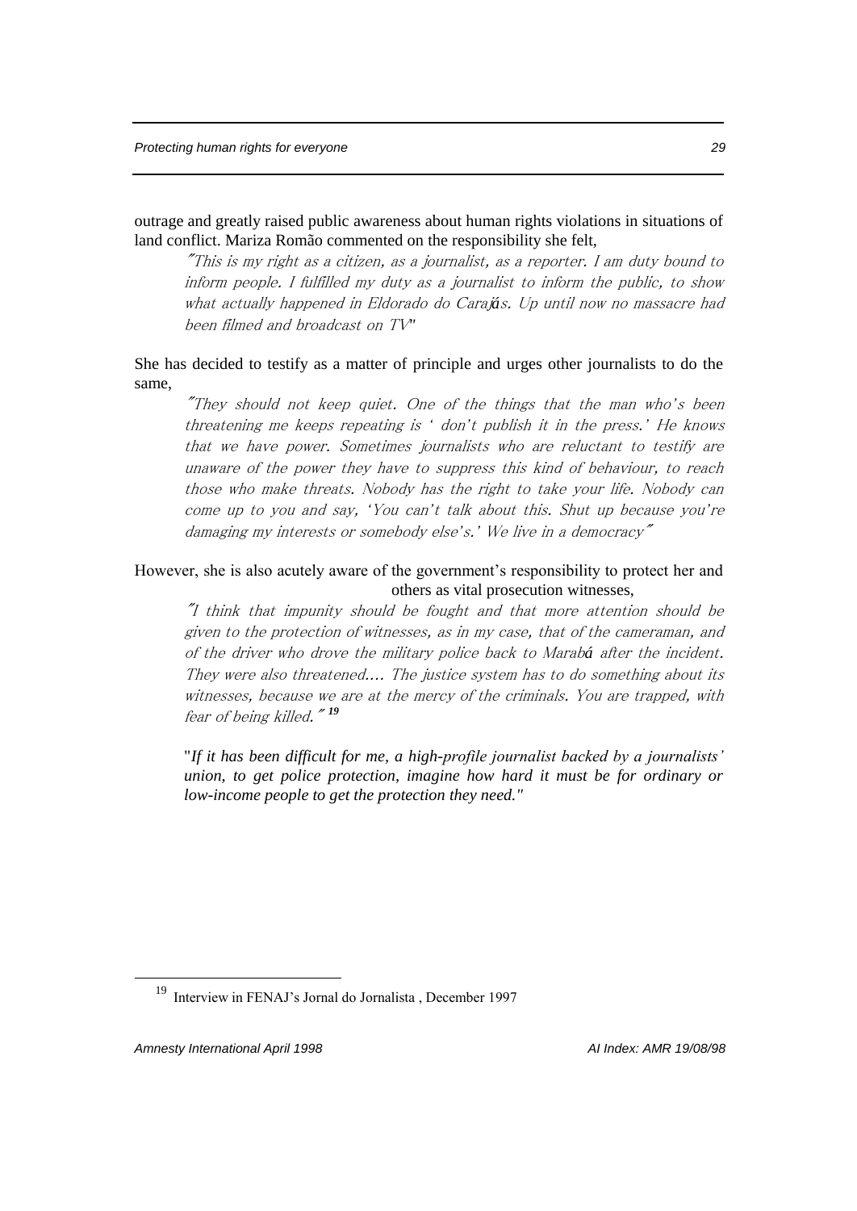outrage and greatly raised public awareness about human rights violations in situations of land conflict. Mariza Romão commented on the responsibility she felt,

> *"This is my right as a citizen, as a journalist, as a reporter. I am duty bound to inform people. I fulfilled my duty as a journalist to inform the public, to show what actually happened in Eldorado do Carajás. Up until now no massacre had been filmed and broadcast on TV"*

She has decided to testify as a matter of principle and urges other journalists to do the same,

> *"They should not keep quiet. One of the things that the man who's been threatening me keeps repeating is ' don't publish it in the press.' He knows that we have power. Sometimes journalists who are reluctant to testify are unaware of the power they have to suppress this kind of behaviour, to reach those who make threats. Nobody has the right to take your life. Nobody can come up to you and say, 'You can't talk about this. Shut up because you're damaging my interests or somebody else's.' We live in a democracy"*

However, she is also acutely aware of the government's responsibility to protect her and others as vital prosecution witnesses,

> *"I think that impunity should be fought and that more attention should be given to the protection of witnesses, as in my case, that of the cameraman, and of the driver who drove the military police back to Marabá after the incident. They were also threatened.... The justice system has to do something about its witnesses, because we are at the mercy of the criminals. You are trapped, with fear of being killed."* [19]

> *"If it has been difficult for me, a high-profile journalist backed by a journalists' union, to get police protection, imagine how hard it must be for ordinary or low-income people to get the protection they need."*

---

[19] Interview in FENAJ's Jornal do Jornalista , December 1997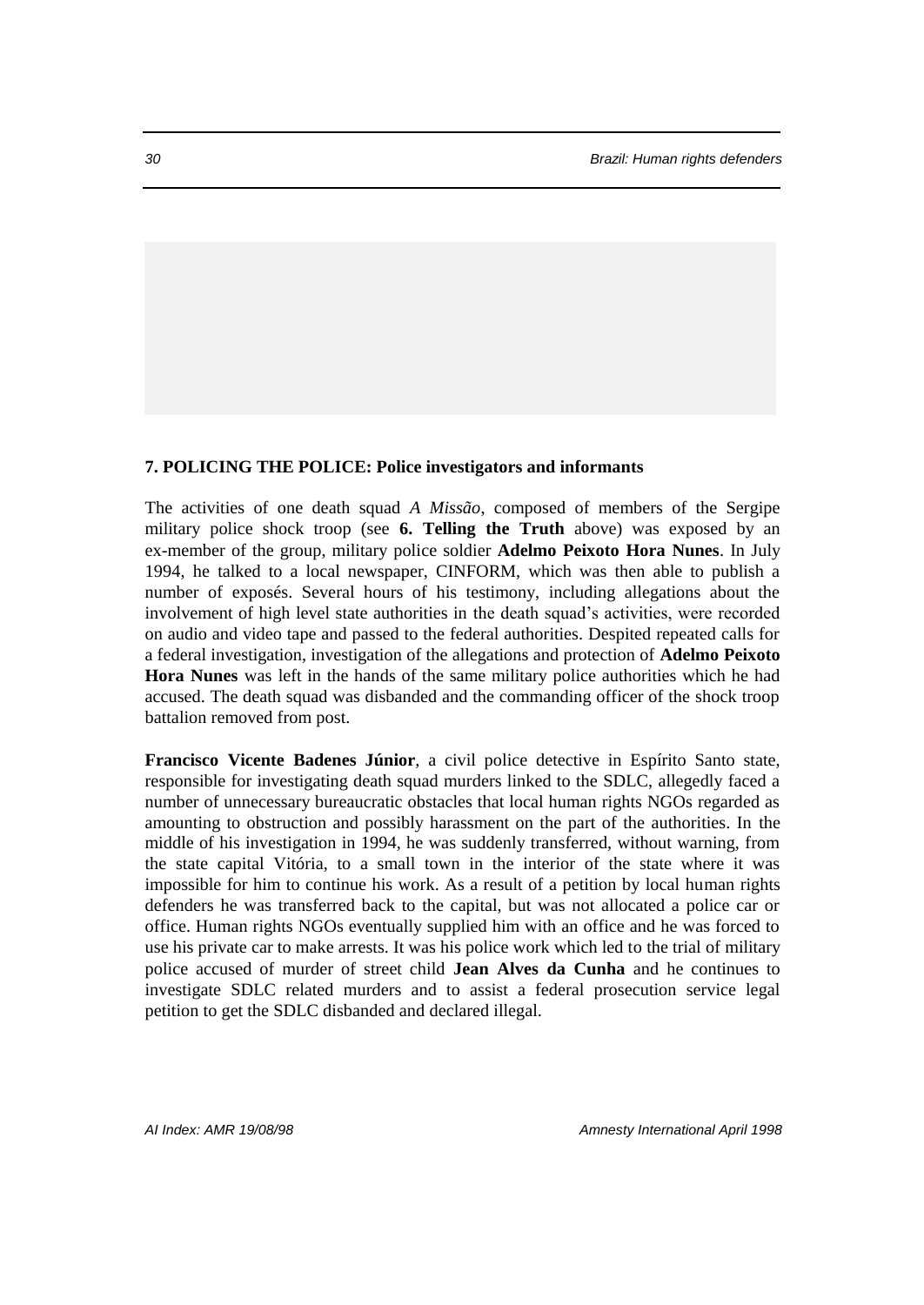**7. POLICING THE POLICE: Police investigators and informants**

The activities of one death squad *A Missão*, composed of members of the Sergipe military police shock troop (see **6. Telling the Truth** above) was exposed by an ex-member of the group, military police soldier **Adelmo Peixoto Hora Nunes**. In July 1994, he talked to a local newspaper, CINFORM, which was then able to publish a number of exposés. Several hours of his testimony, including allegations about the involvement of high level state authorities in the death squad's activities, were recorded on audio and video tape and passed to the federal authorities. Despited repeated calls for a federal investigation, investigation of the allegations and protection of **Adelmo Peixoto Hora Nunes** was left in the hands of the same military police authorities which he had accused. The death squad was disbanded and the commanding officer of the shock troop battalion removed from post.

**Francisco Vicente Badenes Júnior**, a civil police detective in Espírito Santo state, responsible for investigating death squad murders linked to the SDLC, allegedly faced a number of unnecessary bureaucratic obstacles that local human rights NGOs regarded as amounting to obstruction and possibly harassment on the part of the authorities. In the middle of his investigation in 1994, he was suddenly transferred, without warning, from the state capital Vitória, to a small town in the interior of the state where it was impossible for him to continue his work. As a result of a petition by local human rights defenders he was transferred back to the capital, but was not allocated a police car or office. Human rights NGOs eventually supplied him with an office and he was forced to use his private car to make arrests. It was his police work which led to the trial of military police accused of murder of street child **Jean Alves da Cunha** and he continues to investigate SDLC related murders and to assist a federal prosecution service legal petition to get the SDLC disbanded and declared illegal.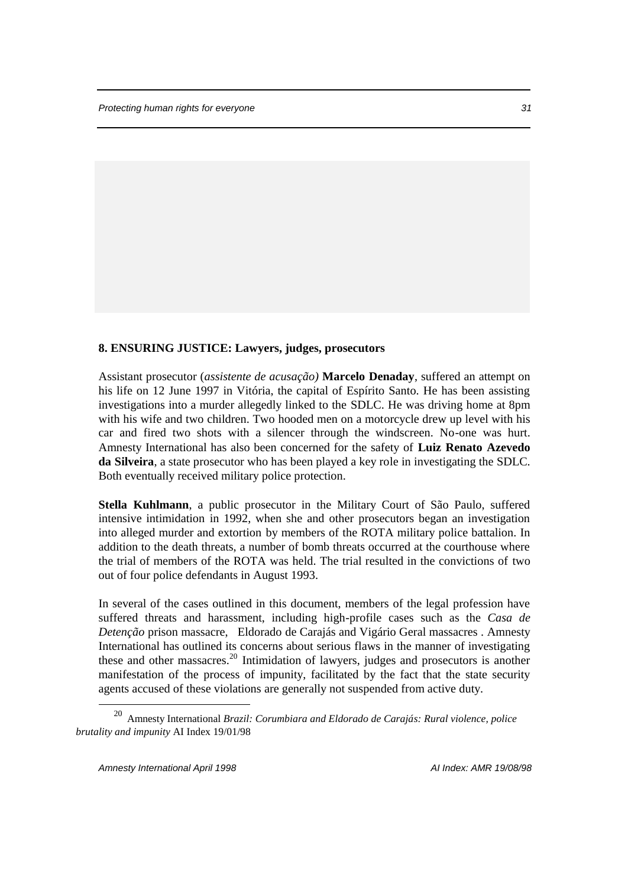## 8. ENSURING JUSTICE: Lawyers, judges, prosecutors

Assistant prosecutor (*assistente de acusação)* **Marcelo Denaday**, suffered an attempt on his life on 12 June 1997 in Vitória, the capital of Espírito Santo. He has been assisting investigations into a murder allegedly linked to the SDLC. He was driving home at 8pm with his wife and two children. Two hooded men on a motorcycle drew up level with his car and fired two shots with a silencer through the windscreen. No-one was hurt. Amnesty International has also been concerned for the safety of **Luiz Renato Azevedo da Silveira**, a state prosecutor who has been played a key role in investigating the SDLC. Both eventually received military police protection.

**Stella Kuhlmann**, a public prosecutor in the Military Court of São Paulo, suffered intensive intimidation in 1992, when she and other prosecutors began an investigation into alleged murder and extortion by members of the ROTA military police battalion. In addition to the death threats, a number of bomb threats occurred at the courthouse where the trial of members of the ROTA was held. The trial resulted in the convictions of two out of four police defendants in August 1993.

In several of the cases outlined in this document, members of the legal profession have suffered threats and harassment, including high-profile cases such as the *Casa de Detenção* prison massacre, Eldorado de Carajás and Vigário Geral massacres . Amnesty International has outlined its concerns about serious flaws in the manner of investigating these and other massacres.[20] Intimidation of lawyers, judges and prosecutors is another manifestation of the process of impunity, facilitated by the fact that the state security agents accused of these violations are generally not suspended from active duty.

[20] Amnesty International *Brazil: Corumbiara and Eldorado de Carajás: Rural violence, police brutality and impunity* AI Index 19/01/98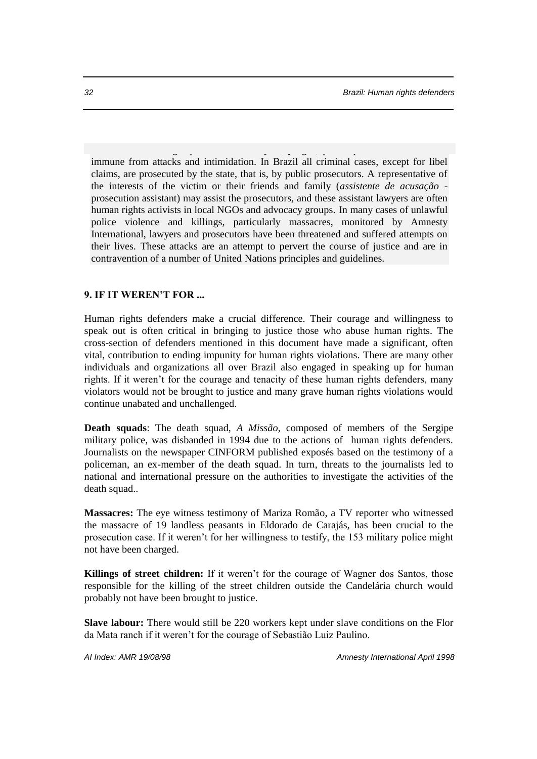immune from attacks and intimidation. In Brazil all criminal cases, except for libel claims, are prosecuted by the state, that is, by public prosecutors. A representative of the interests of the victim or their friends and family (*assistente de acusação* - prosecution assistant) may assist the prosecutors, and these assistant lawyers are often human rights activists in local NGOs and advocacy groups. In many cases of unlawful police violence and killings, particularly massacres, monitored by Amnesty International, lawyers and prosecutors have been threatened and suffered attempts on their lives. These attacks are an attempt to pervert the course of justice and are in contravention of a number of United Nations principles and guidelines.

## 9. IF IT WEREN'T FOR ...

Human rights defenders make a crucial difference. Their courage and willingness to speak out is often critical in bringing to justice those who abuse human rights. The cross-section of defenders mentioned in this document have made a significant, often vital, contribution to ending impunity for human rights violations. There are many other individuals and organizations all over Brazil also engaged in speaking up for human rights. If it weren't for the courage and tenacity of these human rights defenders, many violators would not be brought to justice and many grave human rights violations would continue unabated and unchallenged.

**Death squads**: The death squad, *A Missão*, composed of members of the Sergipe military police, was disbanded in 1994 due to the actions of human rights defenders. Journalists on the newspaper CINFORM published exposés based on the testimony of a policeman, an ex-member of the death squad. In turn, threats to the journalists led to national and international pressure on the authorities to investigate the activities of the death squad..

**Massacres:** The eye witness testimony of Mariza Romão, a TV reporter who witnessed the massacre of 19 landless peasants in Eldorado de Carajás, has been crucial to the prosecution case. If it weren't for her willingness to testify, the 153 military police might not have been charged.

**Killings of street children:** If it weren't for the courage of Wagner dos Santos, those responsible for the killing of the street children outside the Candelária church would probably not have been brought to justice.

**Slave labour:** There would still be 220 workers kept under slave conditions on the Flor da Mata ranch if it weren't for the courage of Sebastião Luiz Paulino.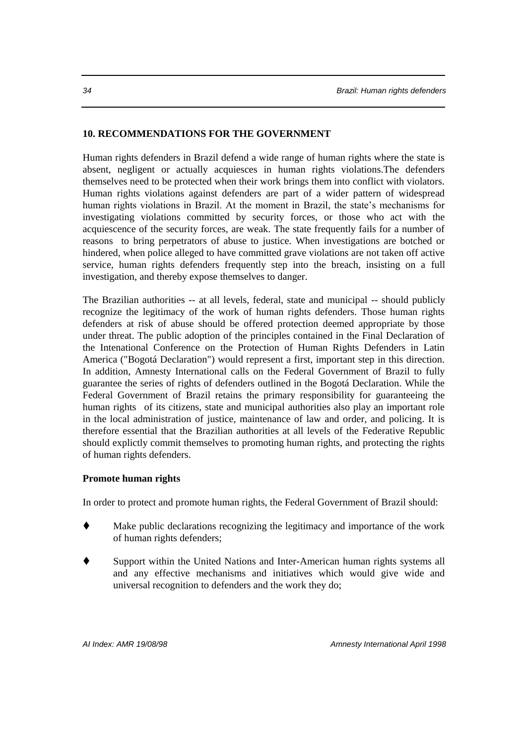## 10. RECOMMENDATIONS FOR THE GOVERNMENT

Human rights defenders in Brazil defend a wide range of human rights where the state is absent, negligent or actually acquiesces in human rights violations.The defenders themselves need to be protected when their work brings them into conflict with violators. Human rights violations against defenders are part of a wider pattern of widespread human rights violations in Brazil. At the moment in Brazil, the state's mechanisms for investigating violations committed by security forces, or those who act with the acquiescence of the security forces, are weak. The state frequently fails for a number of reasons to bring perpetrators of abuse to justice. When investigations are botched or hindered, when police alleged to have committed grave violations are not taken off active service, human rights defenders frequently step into the breach, insisting on a full investigation, and thereby expose themselves to danger.

The Brazilian authorities -- at all levels, federal, state and municipal -- should publicly recognize the legitimacy of the work of human rights defenders. Those human rights defenders at risk of abuse should be offered protection deemed appropriate by those under threat. The public adoption of the principles contained in the Final Declaration of the Intenational Conference on the Protection of Human Rights Defenders in Latin America ("Bogotá Declaration") would represent a first, important step in this direction. In addition, Amnesty International calls on the Federal Government of Brazil to fully guarantee the series of rights of defenders outlined in the Bogotá Declaration. While the Federal Government of Brazil retains the primary responsibility for guaranteeing the human rights of its citizens, state and municipal authorities also play an important role in the local administration of justice, maintenance of law and order, and policing. It is therefore essential that the Brazilian authorities at all levels of the Federative Republic should explictly commit themselves to promoting human rights, and protecting the rights of human rights defenders.

**Promote human rights**

In order to protect and promote human rights, the Federal Government of Brazil should:

- Make public declarations recognizing the legitimacy and importance of the work of human rights defenders;
- Support within the United Nations and Inter-American human rights systems all and any effective mechanisms and initiatives which would give wide and universal recognition to defenders and the work they do;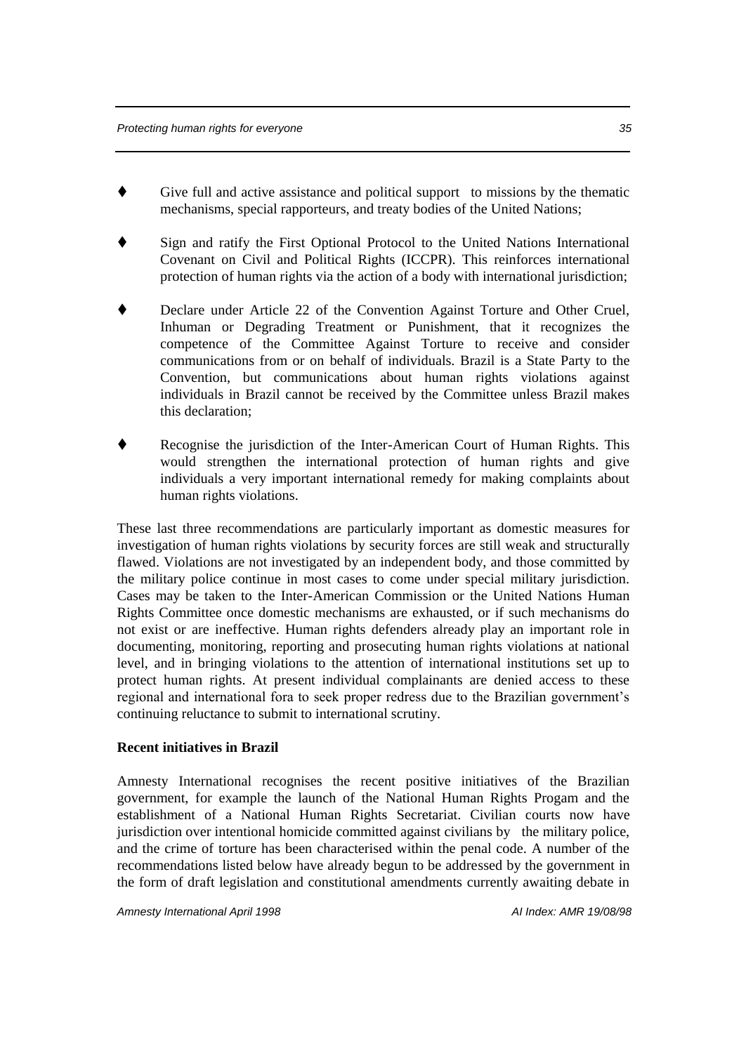- Give full and active assistance and political support to missions by the thematic mechanisms, special rapporteurs, and treaty bodies of the United Nations;

- Sign and ratify the First Optional Protocol to the United Nations International Covenant on Civil and Political Rights (ICCPR). This reinforces international protection of human rights via the action of a body with international jurisdiction;

- Declare under Article 22 of the Convention Against Torture and Other Cruel, Inhuman or Degrading Treatment or Punishment, that it recognizes the competence of the Committee Against Torture to receive and consider communications from or on behalf of individuals. Brazil is a State Party to the Convention, but communications about human rights violations against individuals in Brazil cannot be received by the Committee unless Brazil makes this declaration;

- Recognise the jurisdiction of the Inter-American Court of Human Rights. This would strengthen the international protection of human rights and give individuals a very important international remedy for making complaints about human rights violations.

These last three recommendations are particularly important as domestic measures for investigation of human rights violations by security forces are still weak and structurally flawed. Violations are not investigated by an independent body, and those committed by the military police continue in most cases to come under special military jurisdiction. Cases may be taken to the Inter-American Commission or the United Nations Human Rights Committee once domestic mechanisms are exhausted, or if such mechanisms do not exist or are ineffective. Human rights defenders already play an important role in documenting, monitoring, reporting and prosecuting human rights violations at national level, and in bringing violations to the attention of international institutions set up to protect human rights. At present individual complainants are denied access to these regional and international fora to seek proper redress due to the Brazilian government's continuing reluctance to submit to international scrutiny.

**Recent initiatives in Brazil**

Amnesty International recognises the recent positive initiatives of the Brazilian government, for example the launch of the National Human Rights Progam and the establishment of a National Human Rights Secretariat. Civilian courts now have jurisdiction over intentional homicide committed against civilians by the military police, and the crime of torture has been characterised within the penal code. A number of the recommendations listed below have already begun to be addressed by the government in the form of draft legislation and constitutional amendments currently awaiting debate in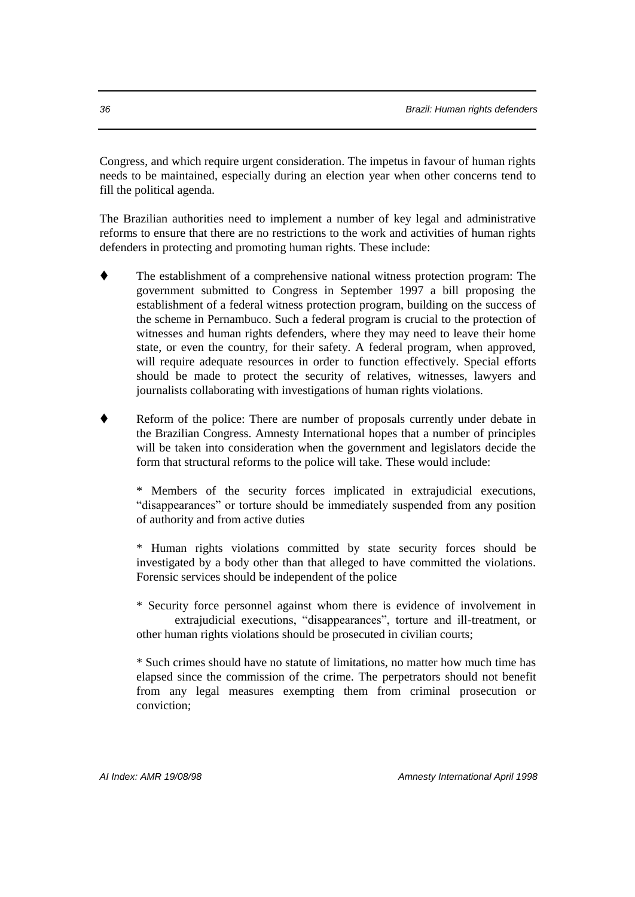Congress, and which require urgent consideration. The impetus in favour of human rights needs to be maintained, especially during an election year when other concerns tend to fill the political agenda.

The Brazilian authorities need to implement a number of key legal and administrative reforms to ensure that there are no restrictions to the work and activities of human rights defenders in protecting and promoting human rights. These include:

- The establishment of a comprehensive national witness protection program: The government submitted to Congress in September 1997 a bill proposing the establishment of a federal witness protection program, building on the success of the scheme in Pernambuco. Such a federal program is crucial to the protection of witnesses and human rights defenders, where they may need to leave their home state, or even the country, for their safety. A federal program, when approved, will require adequate resources in order to function effectively. Special efforts should be made to protect the security of relatives, witnesses, lawyers and journalists collaborating with investigations of human rights violations.

- Reform of the police: There are number of proposals currently under debate in the Brazilian Congress. Amnesty International hopes that a number of principles will be taken into consideration when the government and legislators decide the form that structural reforms to the police will take. These would include:

  * Members of the security forces implicated in extrajudicial executions, "disappearances" or torture should be immediately suspended from any position of authority and from active duties

  * Human rights violations committed by state security forces should be investigated by a body other than that alleged to have committed the violations. Forensic services should be independent of the police

  * Security force personnel against whom there is evidence of involvement in extrajudicial executions, "disappearances", torture and ill-treatment, or other human rights violations should be prosecuted in civilian courts;

  * Such crimes should have no statute of limitations, no matter how much time has elapsed since the commission of the crime. The perpetrators should not benefit from any legal measures exempting them from criminal prosecution or conviction;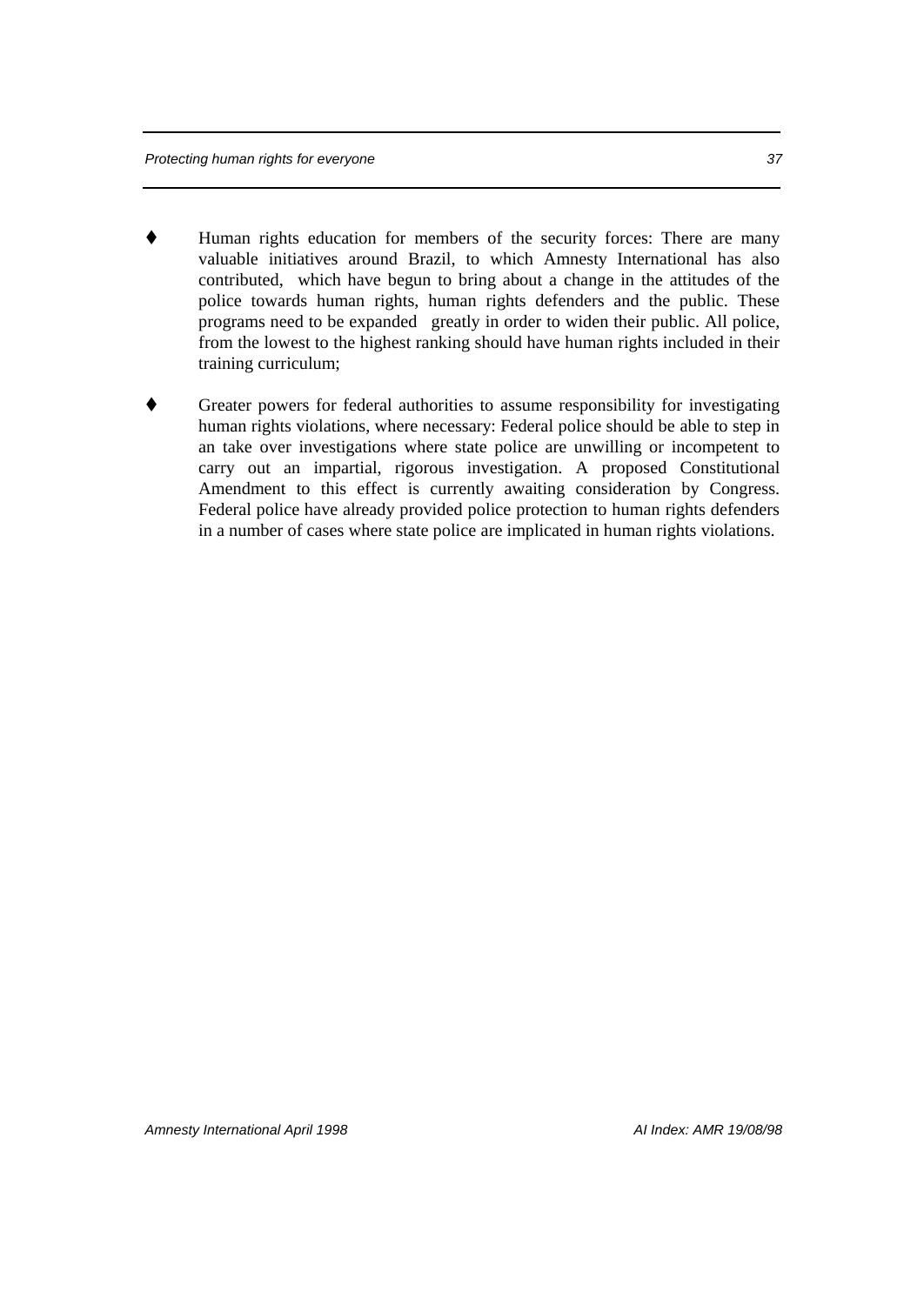- Human rights education for members of the security forces: There are many valuable initiatives around Brazil, to which Amnesty International has also contributed, which have begun to bring about a change in the attitudes of the police towards human rights, human rights defenders and the public. These programs need to be expanded greatly in order to widen their public. All police, from the lowest to the highest ranking should have human rights included in their training curriculum;

- Greater powers for federal authorities to assume responsibility for investigating human rights violations, where necessary: Federal police should be able to step in an take over investigations where state police are unwilling or incompetent to carry out an impartial, rigorous investigation. A proposed Constitutional Amendment to this effect is currently awaiting consideration by Congress. Federal police have already provided police protection to human rights defenders in a number of cases where state police are implicated in human rights violations.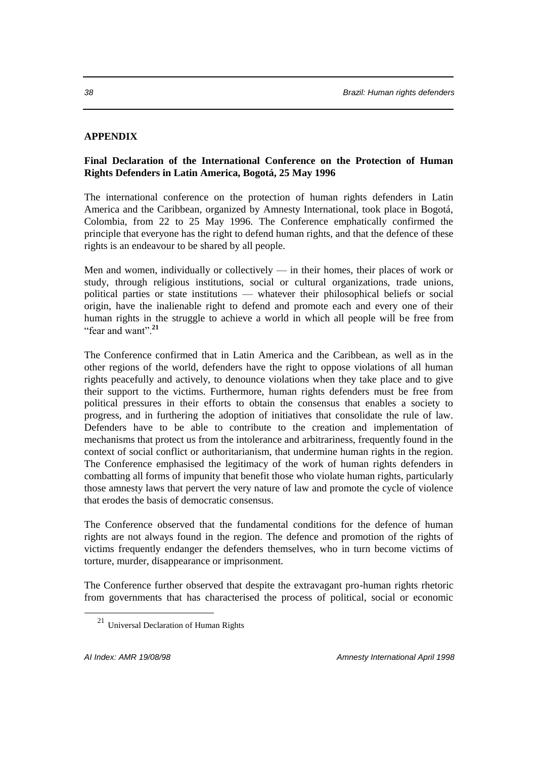## APPENDIX

### Final Declaration of the International Conference on the Protection of Human Rights Defenders in Latin America, Bogotá, 25 May 1996

The international conference on the protection of human rights defenders in Latin America and the Caribbean, organized by Amnesty International, took place in Bogotá, Colombia, from 22 to 25 May 1996. The Conference emphatically confirmed the principle that everyone has the right to defend human rights, and that the defence of these rights is an endeavour to be shared by all people.

Men and women, individually or collectively — in their homes, their places of work or study, through religious institutions, social or cultural organizations, trade unions, political parties or state institutions — whatever their philosophical beliefs or social origin, have the inalienable right to defend and promote each and every one of their human rights in the struggle to achieve a world in which all people will be free from "fear and want".[21]

The Conference confirmed that in Latin America and the Caribbean, as well as in the other regions of the world, defenders have the right to oppose violations of all human rights peacefully and actively, to denounce violations when they take place and to give their support to the victims. Furthermore, human rights defenders must be free from political pressures in their efforts to obtain the consensus that enables a society to progress, and in furthering the adoption of initiatives that consolidate the rule of law. Defenders have to be able to contribute to the creation and implementation of mechanisms that protect us from the intolerance and arbitrariness, frequently found in the context of social conflict or authoritarianism, that undermine human rights in the region. The Conference emphasised the legitimacy of the work of human rights defenders in combatting all forms of impunity that benefit those who violate human rights, particularly those amnesty laws that pervert the very nature of law and promote the cycle of violence that erodes the basis of democratic consensus.

The Conference observed that the fundamental conditions for the defence of human rights are not always found in the region. The defence and promotion of the rights of victims frequently endanger the defenders themselves, who in turn become victims of torture, murder, disappearance or imprisonment.

The Conference further observed that despite the extravagant pro-human rights rhetoric from governments that has characterised the process of political, social or economic

[21] Universal Declaration of Human Rights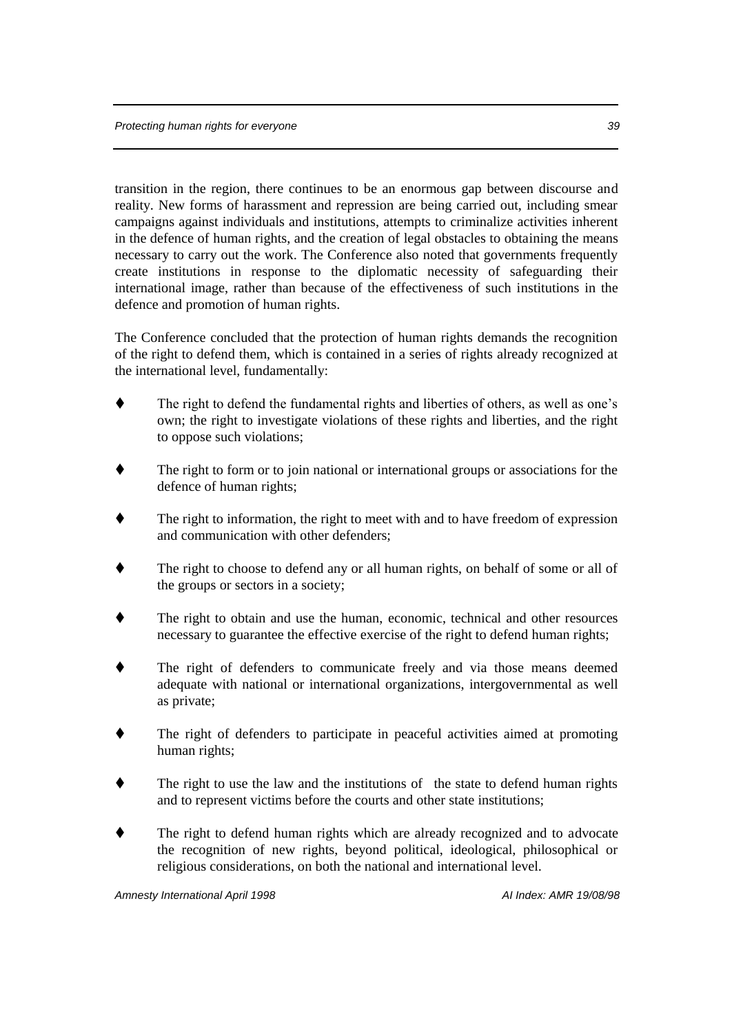transition in the region, there continues to be an enormous gap between discourse and reality. New forms of harassment and repression are being carried out, including smear campaigns against individuals and institutions, attempts to criminalize activities inherent in the defence of human rights, and the creation of legal obstacles to obtaining the means necessary to carry out the work. The Conference also noted that governments frequently create institutions in response to the diplomatic necessity of safeguarding their international image, rather than because of the effectiveness of such institutions in the defence and promotion of human rights.

The Conference concluded that the protection of human rights demands the recognition of the right to defend them, which is contained in a series of rights already recognized at the international level, fundamentally:

- The right to defend the fundamental rights and liberties of others, as well as one's own; the right to investigate violations of these rights and liberties, and the right to oppose such violations;
- The right to form or to join national or international groups or associations for the defence of human rights;
- The right to information, the right to meet with and to have freedom of expression and communication with other defenders;
- The right to choose to defend any or all human rights, on behalf of some or all of the groups or sectors in a society;
- The right to obtain and use the human, economic, technical and other resources necessary to guarantee the effective exercise of the right to defend human rights;
- The right of defenders to communicate freely and via those means deemed adequate with national or international organizations, intergovernmental as well as private;
- The right of defenders to participate in peaceful activities aimed at promoting human rights;
- The right to use the law and the institutions of the state to defend human rights and to represent victims before the courts and other state institutions;
- The right to defend human rights which are already recognized and to advocate the recognition of new rights, beyond political, ideological, philosophical or religious considerations, on both the national and international level.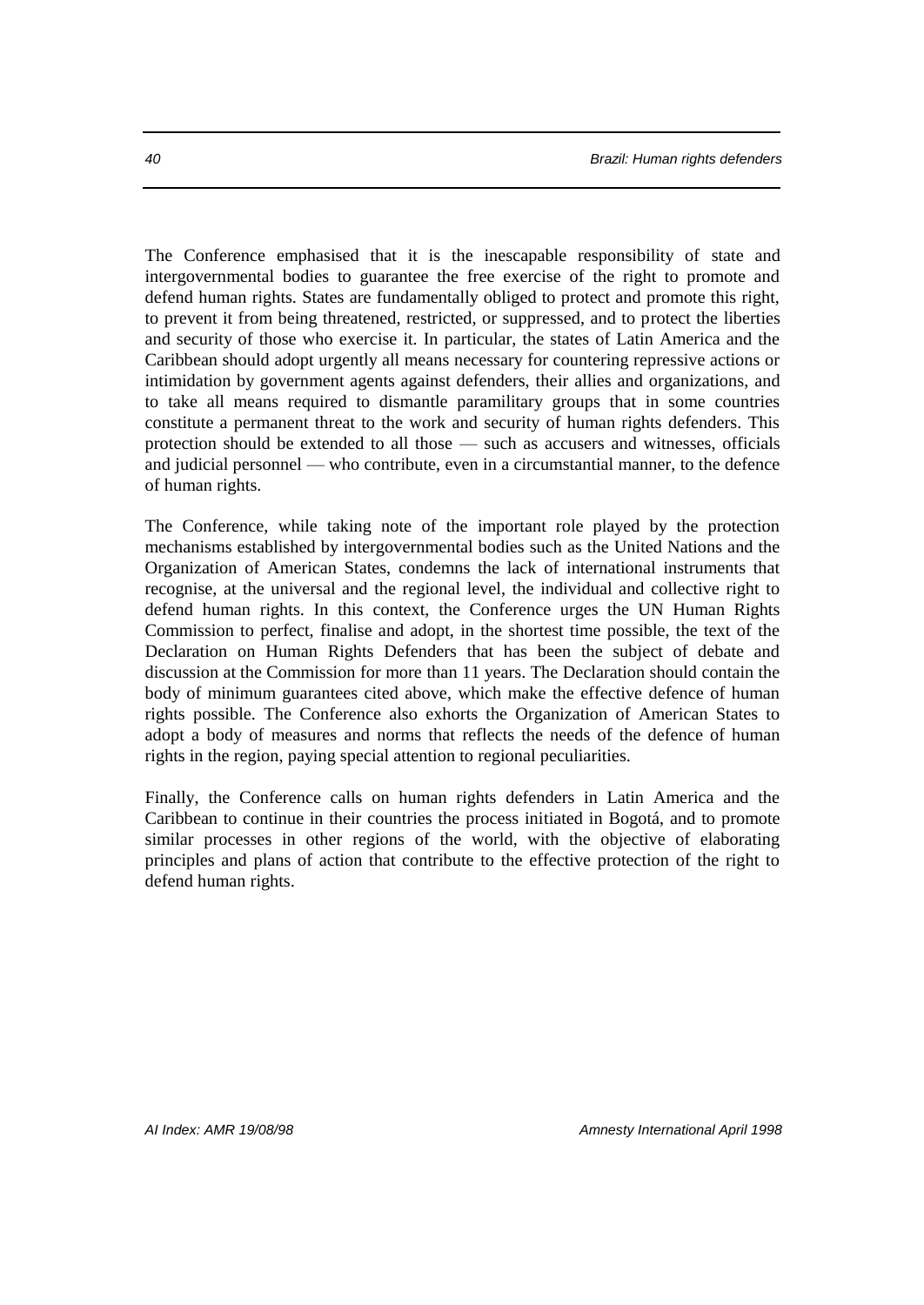The Conference emphasised that it is the inescapable responsibility of state and intergovernmental bodies to guarantee the free exercise of the right to promote and defend human rights. States are fundamentally obliged to protect and promote this right, to prevent it from being threatened, restricted, or suppressed, and to protect the liberties and security of those who exercise it. In particular, the states of Latin America and the Caribbean should adopt urgently all means necessary for countering repressive actions or intimidation by government agents against defenders, their allies and organizations, and to take all means required to dismantle paramilitary groups that in some countries constitute a permanent threat to the work and security of human rights defenders. This protection should be extended to all those — such as accusers and witnesses, officials and judicial personnel — who contribute, even in a circumstantial manner, to the defence of human rights.

The Conference, while taking note of the important role played by the protection mechanisms established by intergovernmental bodies such as the United Nations and the Organization of American States, condemns the lack of international instruments that recognise, at the universal and the regional level, the individual and collective right to defend human rights. In this context, the Conference urges the UN Human Rights Commission to perfect, finalise and adopt, in the shortest time possible, the text of the Declaration on Human Rights Defenders that has been the subject of debate and discussion at the Commission for more than 11 years. The Declaration should contain the body of minimum guarantees cited above, which make the effective defence of human rights possible. The Conference also exhorts the Organization of American States to adopt a body of measures and norms that reflects the needs of the defence of human rights in the region, paying special attention to regional peculiarities.

Finally, the Conference calls on human rights defenders in Latin America and the Caribbean to continue in their countries the process initiated in Bogotá, and to promote similar processes in other regions of the world, with the objective of elaborating principles and plans of action that contribute to the effective protection of the right to defend human rights.